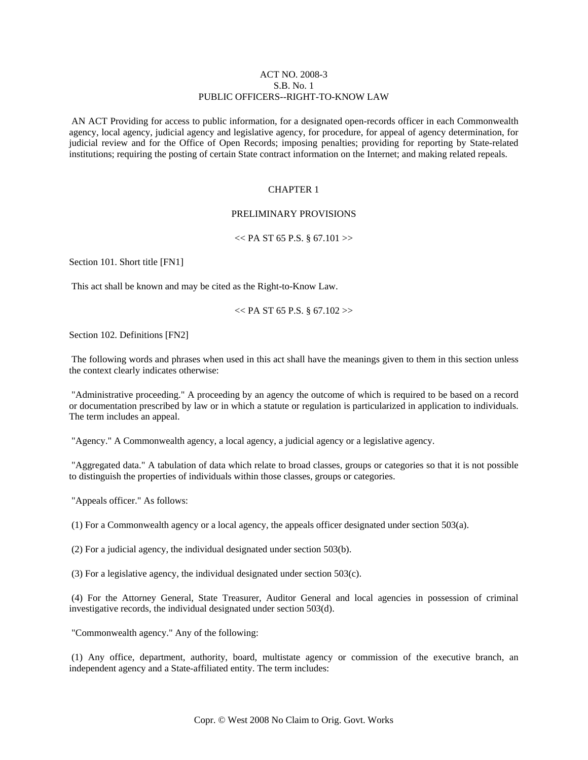ACT NO. 2008-3
S.B. No. 1
PUBLIC OFFICERS--RIGHT-TO-KNOW LAW

AN ACT Providing for access to public information, for a designated open-records officer in each Commonwealth agency, local agency, judicial agency and legislative agency, for procedure, for appeal of agency determination, for judicial review and for the Office of Open Records; imposing penalties; providing for reporting by State-related institutions; requiring the posting of certain State contract information on the Internet; and making related repeals.

## CHAPTER 1

## PRELIMINARY PROVISIONS

<< PA ST 65 P.S. § 67.101 >>

Section 101. Short title [FN1]

This act shall be known and may be cited as the Right-to-Know Law.

<< PA ST 65 P.S. § 67.102 >>

Section 102. Definitions [FN2]

The following words and phrases when used in this act shall have the meanings given to them in this section unless the context clearly indicates otherwise:

"Administrative proceeding." A proceeding by an agency the outcome of which is required to be based on a record or documentation prescribed by law or in which a statute or regulation is particularized in application to individuals. The term includes an appeal.

"Agency." A Commonwealth agency, a local agency, a judicial agency or a legislative agency.

"Aggregated data." A tabulation of data which relate to broad classes, groups or categories so that it is not possible to distinguish the properties of individuals within those classes, groups or categories.

"Appeals officer." As follows:

(1) For a Commonwealth agency or a local agency, the appeals officer designated under section 503(a).

(2) For a judicial agency, the individual designated under section 503(b).

(3) For a legislative agency, the individual designated under section 503(c).

(4) For the Attorney General, State Treasurer, Auditor General and local agencies in possession of criminal investigative records, the individual designated under section 503(d).

"Commonwealth agency." Any of the following:

(1) Any office, department, authority, board, multistate agency or commission of the executive branch, an independent agency and a State-affiliated entity. The term includes: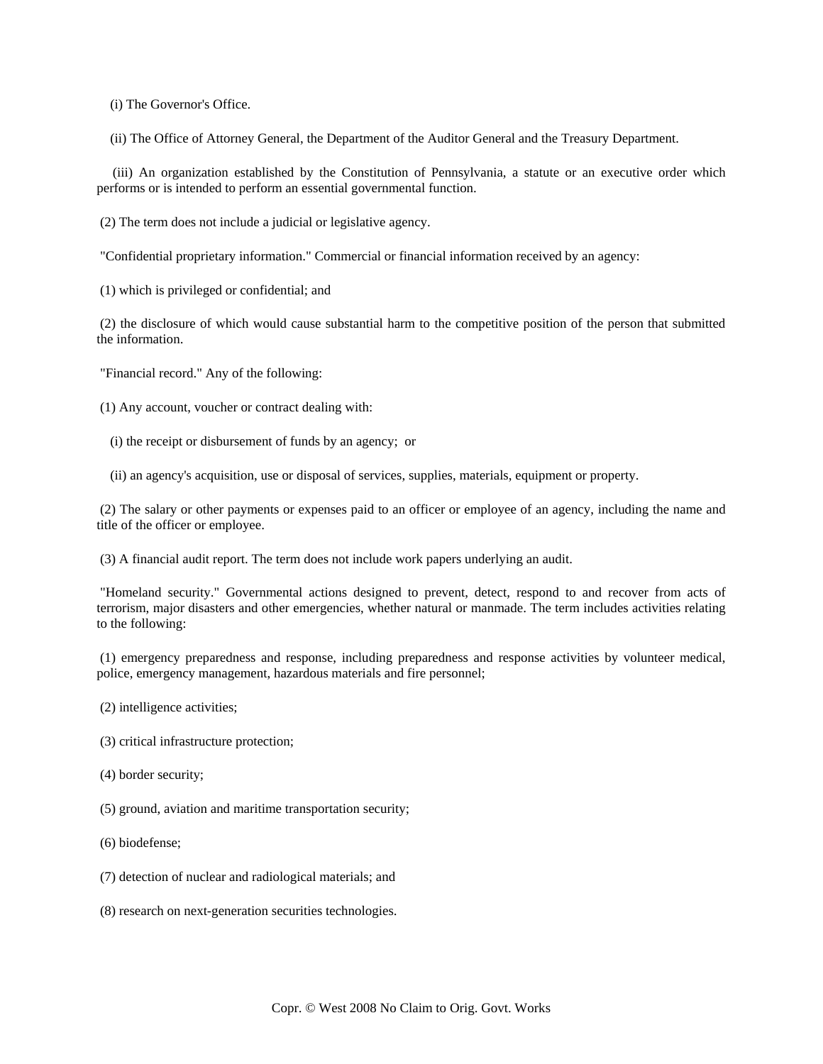(i) The Governor's Office.

(ii) The Office of Attorney General, the Department of the Auditor General and the Treasury Department.

(iii) An organization established by the Constitution of Pennsylvania, a statute or an executive order which performs or is intended to perform an essential governmental function.

(2) The term does not include a judicial or legislative agency.

"Confidential proprietary information." Commercial or financial information received by an agency:

(1) which is privileged or confidential; and

(2) the disclosure of which would cause substantial harm to the competitive position of the person that submitted the information.

"Financial record." Any of the following:

(1) Any account, voucher or contract dealing with:

(i) the receipt or disbursement of funds by an agency; or

(ii) an agency's acquisition, use or disposal of services, supplies, materials, equipment or property.

(2) The salary or other payments or expenses paid to an officer or employee of an agency, including the name and title of the officer or employee.

(3) A financial audit report. The term does not include work papers underlying an audit.

"Homeland security." Governmental actions designed to prevent, detect, respond to and recover from acts of terrorism, major disasters and other emergencies, whether natural or manmade. The term includes activities relating to the following:

(1) emergency preparedness and response, including preparedness and response activities by volunteer medical, police, emergency management, hazardous materials and fire personnel;

(2) intelligence activities;

(3) critical infrastructure protection;

(4) border security;

(5) ground, aviation and maritime transportation security;

(6) biodefense;

(7) detection of nuclear and radiological materials; and

(8) research on next-generation securities technologies.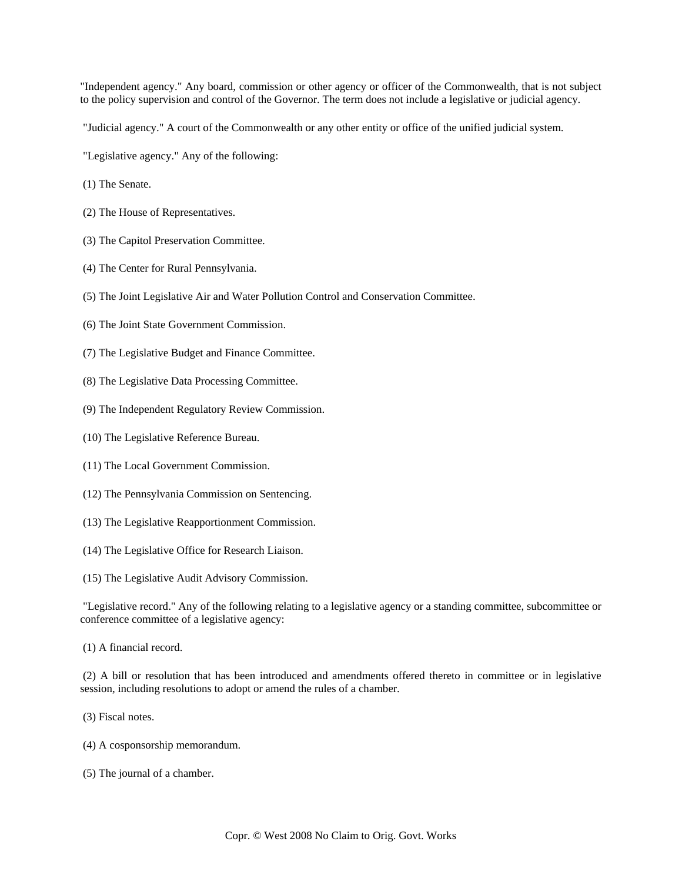"Independent agency." Any board, commission or other agency or officer of the Commonwealth, that is not subject to the policy supervision and control of the Governor. The term does not include a legislative or judicial agency.

"Judicial agency." A court of the Commonwealth or any other entity or office of the unified judicial system.

"Legislative agency." Any of the following:

(1) The Senate.

(2) The House of Representatives.

(3) The Capitol Preservation Committee.

(4) The Center for Rural Pennsylvania.

(5) The Joint Legislative Air and Water Pollution Control and Conservation Committee.

(6) The Joint State Government Commission.

(7) The Legislative Budget and Finance Committee.

(8) The Legislative Data Processing Committee.

(9) The Independent Regulatory Review Commission.

(10) The Legislative Reference Bureau.

(11) The Local Government Commission.

(12) The Pennsylvania Commission on Sentencing.

(13) The Legislative Reapportionment Commission.

(14) The Legislative Office for Research Liaison.

(15) The Legislative Audit Advisory Commission.

"Legislative record." Any of the following relating to a legislative agency or a standing committee, subcommittee or conference committee of a legislative agency:

(1) A financial record.

(2) A bill or resolution that has been introduced and amendments offered thereto in committee or in legislative session, including resolutions to adopt or amend the rules of a chamber.

(3) Fiscal notes.

(4) A cosponsorship memorandum.

(5) The journal of a chamber.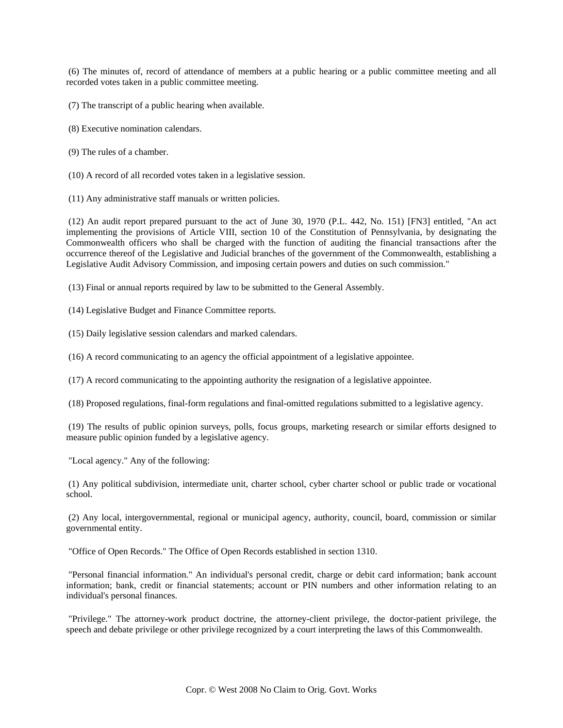(6) The minutes of, record of attendance of members at a public hearing or a public committee meeting and all recorded votes taken in a public committee meeting.

(7) The transcript of a public hearing when available.

(8) Executive nomination calendars.

(9) The rules of a chamber.

(10) A record of all recorded votes taken in a legislative session.

(11) Any administrative staff manuals or written policies.

(12) An audit report prepared pursuant to the act of June 30, 1970 (P.L. 442, No. 151) [FN3] entitled, "An act implementing the provisions of Article VIII, section 10 of the Constitution of Pennsylvania, by designating the Commonwealth officers who shall be charged with the function of auditing the financial transactions after the occurrence thereof of the Legislative and Judicial branches of the government of the Commonwealth, establishing a Legislative Audit Advisory Commission, and imposing certain powers and duties on such commission."

(13) Final or annual reports required by law to be submitted to the General Assembly.

(14) Legislative Budget and Finance Committee reports.

(15) Daily legislative session calendars and marked calendars.

(16) A record communicating to an agency the official appointment of a legislative appointee.

(17) A record communicating to the appointing authority the resignation of a legislative appointee.

(18) Proposed regulations, final-form regulations and final-omitted regulations submitted to a legislative agency.

(19) The results of public opinion surveys, polls, focus groups, marketing research or similar efforts designed to measure public opinion funded by a legislative agency.

"Local agency." Any of the following:

(1) Any political subdivision, intermediate unit, charter school, cyber charter school or public trade or vocational school.

(2) Any local, intergovernmental, regional or municipal agency, authority, council, board, commission or similar governmental entity.

"Office of Open Records." The Office of Open Records established in section 1310.

"Personal financial information." An individual's personal credit, charge or debit card information; bank account information; bank, credit or financial statements; account or PIN numbers and other information relating to an individual's personal finances.

"Privilege." The attorney-work product doctrine, the attorney-client privilege, the doctor-patient privilege, the speech and debate privilege or other privilege recognized by a court interpreting the laws of this Commonwealth.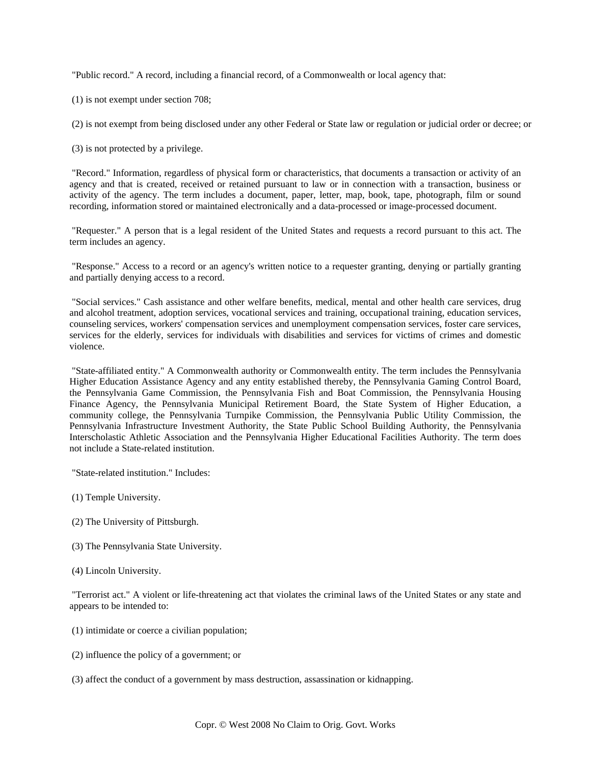"Public record." A record, including a financial record, of a Commonwealth or local agency that:

(1) is not exempt under section 708;

(2) is not exempt from being disclosed under any other Federal or State law or regulation or judicial order or decree; or

(3) is not protected by a privilege.

"Record." Information, regardless of physical form or characteristics, that documents a transaction or activity of an agency and that is created, received or retained pursuant to law or in connection with a transaction, business or activity of the agency. The term includes a document, paper, letter, map, book, tape, photograph, film or sound recording, information stored or maintained electronically and a data-processed or image-processed document.

"Requester." A person that is a legal resident of the United States and requests a record pursuant to this act. The term includes an agency.

"Response." Access to a record or an agency's written notice to a requester granting, denying or partially granting and partially denying access to a record.

"Social services." Cash assistance and other welfare benefits, medical, mental and other health care services, drug and alcohol treatment, adoption services, vocational services and training, occupational training, education services, counseling services, workers' compensation services and unemployment compensation services, foster care services, services for the elderly, services for individuals with disabilities and services for victims of crimes and domestic violence.

"State-affiliated entity." A Commonwealth authority or Commonwealth entity. The term includes the Pennsylvania Higher Education Assistance Agency and any entity established thereby, the Pennsylvania Gaming Control Board, the Pennsylvania Game Commission, the Pennsylvania Fish and Boat Commission, the Pennsylvania Housing Finance Agency, the Pennsylvania Municipal Retirement Board, the State System of Higher Education, a community college, the Pennsylvania Turnpike Commission, the Pennsylvania Public Utility Commission, the Pennsylvania Infrastructure Investment Authority, the State Public School Building Authority, the Pennsylvania Interscholastic Athletic Association and the Pennsylvania Higher Educational Facilities Authority. The term does not include a State-related institution.

"State-related institution." Includes:

(1) Temple University.

(2) The University of Pittsburgh.

(3) The Pennsylvania State University.

(4) Lincoln University.

"Terrorist act." A violent or life-threatening act that violates the criminal laws of the United States or any state and appears to be intended to:

(1) intimidate or coerce a civilian population;

(2) influence the policy of a government; or

(3) affect the conduct of a government by mass destruction, assassination or kidnapping.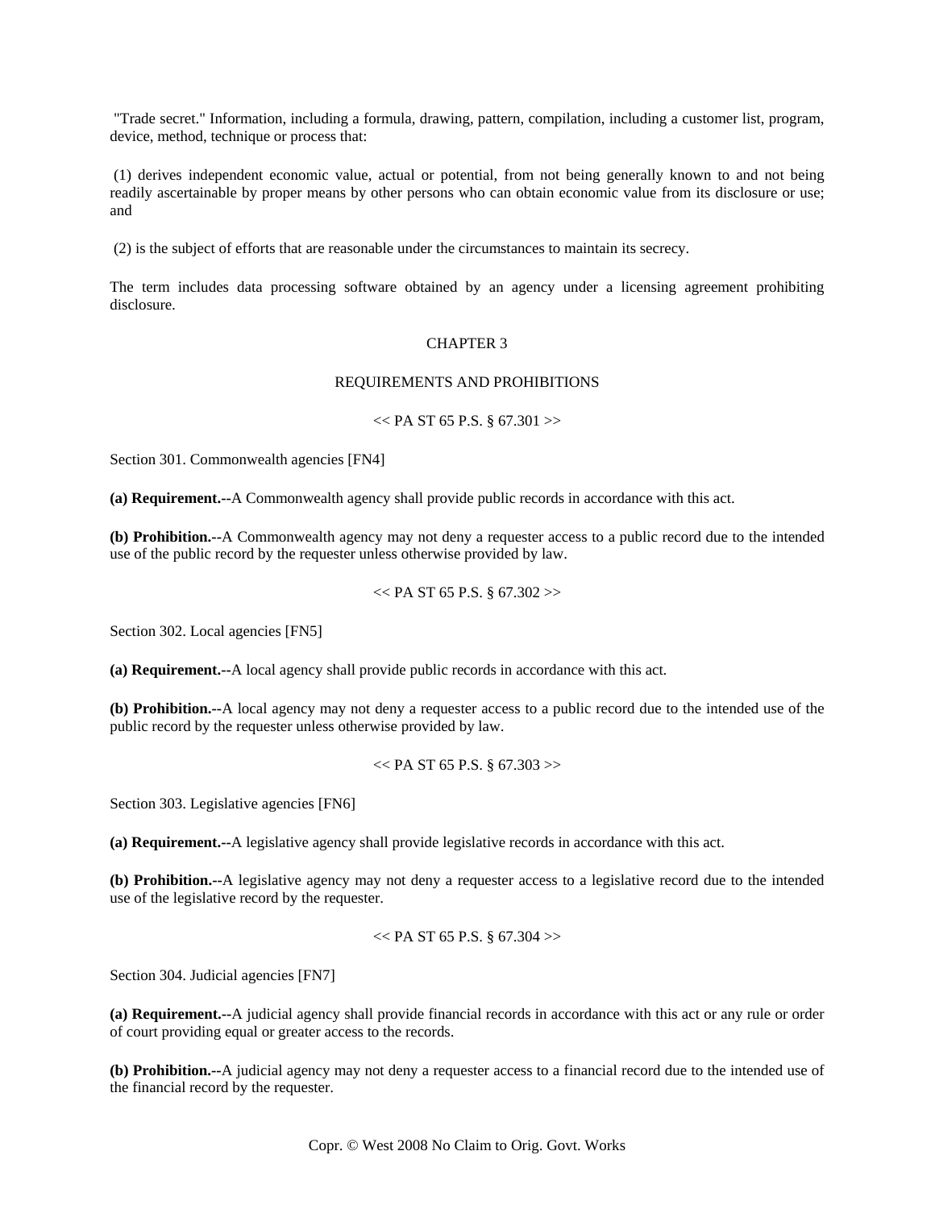"Trade secret." Information, including a formula, drawing, pattern, compilation, including a customer list, program, device, method, technique or process that:

(1) derives independent economic value, actual or potential, from not being generally known to and not being readily ascertainable by proper means by other persons who can obtain economic value from its disclosure or use; and

(2) is the subject of efforts that are reasonable under the circumstances to maintain its secrecy.

The term includes data processing software obtained by an agency under a licensing agreement prohibiting disclosure.

## CHAPTER 3

## REQUIREMENTS AND PROHIBITIONS

<< PA ST 65 P.S. § 67.301 >>

Section 301. Commonwealth agencies [FN4]

**(a) Requirement.--**A Commonwealth agency shall provide public records in accordance with this act.

**(b) Prohibition.--**A Commonwealth agency may not deny a requester access to a public record due to the intended use of the public record by the requester unless otherwise provided by law.

<< PA ST 65 P.S. § 67.302 >>

Section 302. Local agencies [FN5]

**(a) Requirement.--**A local agency shall provide public records in accordance with this act.

**(b) Prohibition.--**A local agency may not deny a requester access to a public record due to the intended use of the public record by the requester unless otherwise provided by law.

<< PA ST 65 P.S. § 67.303 >>

Section 303. Legislative agencies [FN6]

**(a) Requirement.--**A legislative agency shall provide legislative records in accordance with this act.

**(b) Prohibition.--**A legislative agency may not deny a requester access to a legislative record due to the intended use of the legislative record by the requester.

<< PA ST 65 P.S. § 67.304 >>

Section 304. Judicial agencies [FN7]

**(a) Requirement.--**A judicial agency shall provide financial records in accordance with this act or any rule or order of court providing equal or greater access to the records.

**(b) Prohibition.--**A judicial agency may not deny a requester access to a financial record due to the intended use of the financial record by the requester.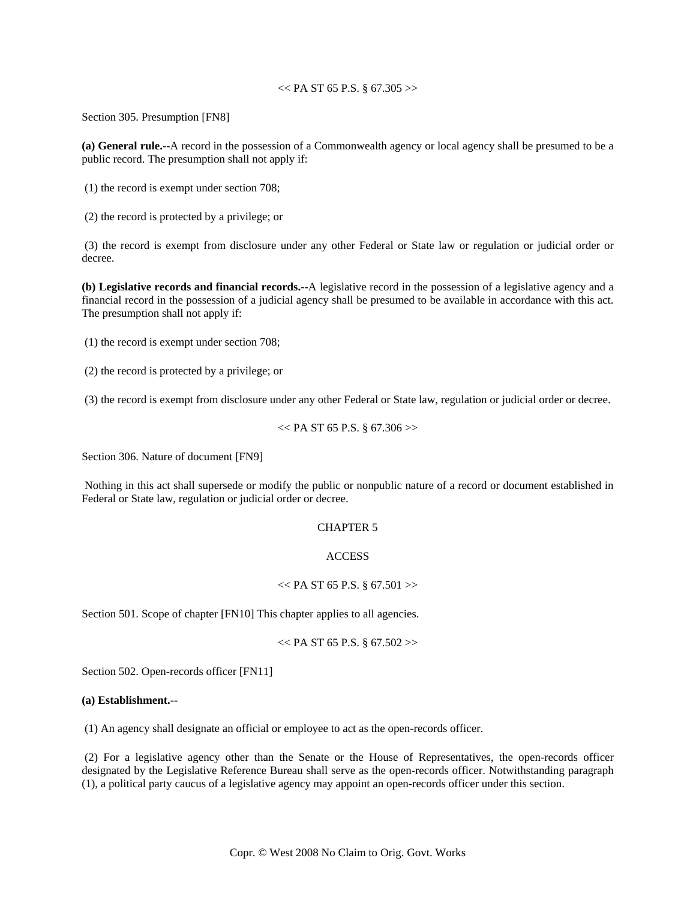<< PA ST 65 P.S. § 67.305 >>

Section 305. Presumption [FN8]

**(a) General rule.--**A record in the possession of a Commonwealth agency or local agency shall be presumed to be a public record. The presumption shall not apply if:

(1) the record is exempt under section 708;

(2) the record is protected by a privilege; or

(3) the record is exempt from disclosure under any other Federal or State law or regulation or judicial order or decree.

**(b) Legislative records and financial records.--**A legislative record in the possession of a legislative agency and a financial record in the possession of a judicial agency shall be presumed to be available in accordance with this act. The presumption shall not apply if:

(1) the record is exempt under section 708;

(2) the record is protected by a privilege; or

(3) the record is exempt from disclosure under any other Federal or State law, regulation or judicial order or decree.

<< PA ST 65 P.S. § 67.306 >>

Section 306. Nature of document [FN9]

Nothing in this act shall supersede or modify the public or nonpublic nature of a record or document established in Federal or State law, regulation or judicial order or decree.

CHAPTER 5

ACCESS

<< PA ST 65 P.S. § 67.501 >>

Section 501. Scope of chapter [FN10] This chapter applies to all agencies.

<< PA ST 65 P.S. § 67.502 >>

Section 502. Open-records officer [FN11]

**(a) Establishment.--**

(1) An agency shall designate an official or employee to act as the open-records officer.

(2) For a legislative agency other than the Senate or the House of Representatives, the open-records officer designated by the Legislative Reference Bureau shall serve as the open-records officer. Notwithstanding paragraph (1), a political party caucus of a legislative agency may appoint an open-records officer under this section.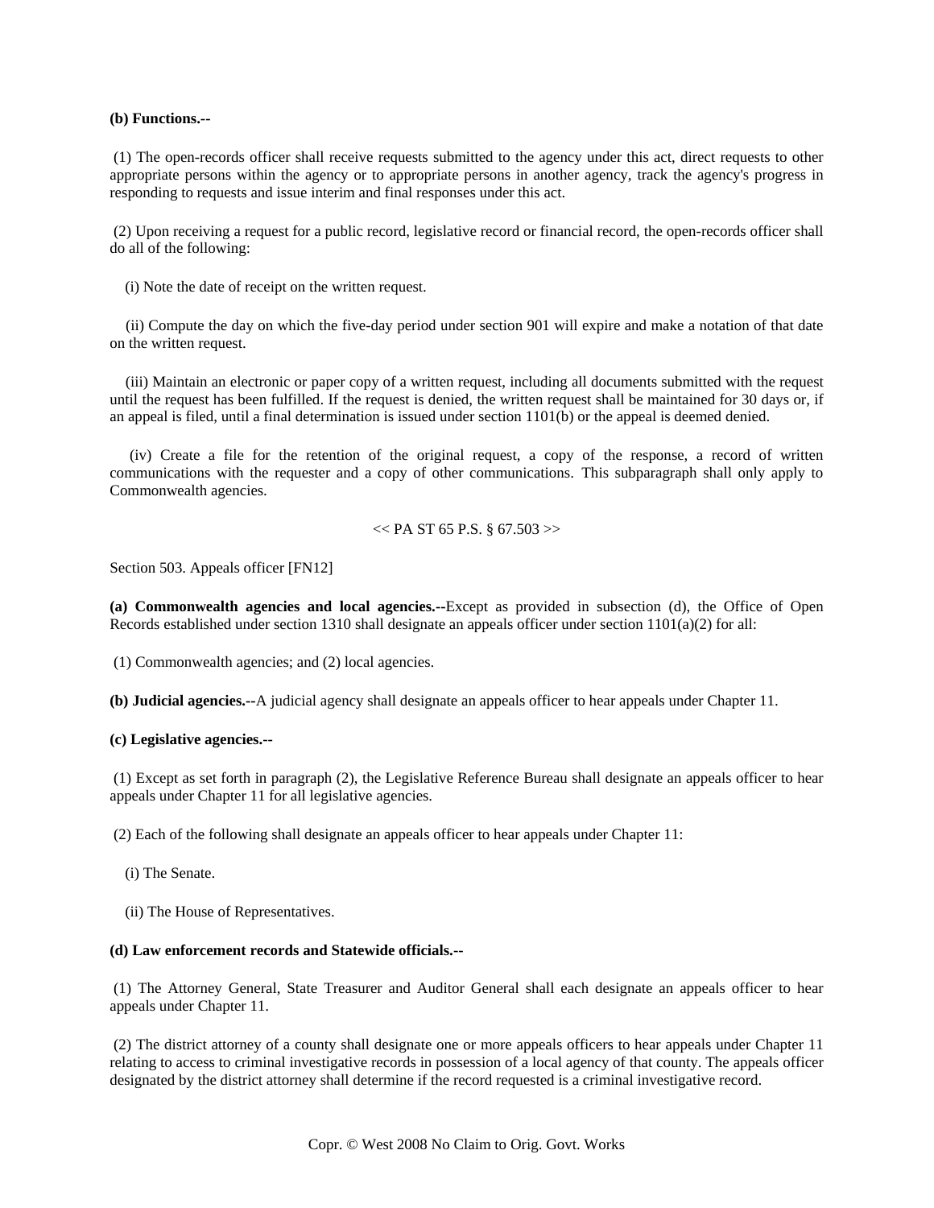**(b) Functions.--**

(1) The open-records officer shall receive requests submitted to the agency under this act, direct requests to other appropriate persons within the agency or to appropriate persons in another agency, track the agency's progress in responding to requests and issue interim and final responses under this act.

(2) Upon receiving a request for a public record, legislative record or financial record, the open-records officer shall do all of the following:

(i) Note the date of receipt on the written request.

(ii) Compute the day on which the five-day period under section 901 will expire and make a notation of that date on the written request.

(iii) Maintain an electronic or paper copy of a written request, including all documents submitted with the request until the request has been fulfilled. If the request is denied, the written request shall be maintained for 30 days or, if an appeal is filed, until a final determination is issued under section 1101(b) or the appeal is deemed denied.

(iv) Create a file for the retention of the original request, a copy of the response, a record of written communications with the requester and a copy of other communications. This subparagraph shall only apply to Commonwealth agencies.

<< PA ST 65 P.S. § 67.503 >>

Section 503. Appeals officer [FN12]

**(a) Commonwealth agencies and local agencies.--**Except as provided in subsection (d), the Office of Open Records established under section 1310 shall designate an appeals officer under section 1101(a)(2) for all:

(1) Commonwealth agencies; and (2) local agencies.

**(b) Judicial agencies.--**A judicial agency shall designate an appeals officer to hear appeals under Chapter 11.

**(c) Legislative agencies.--**

(1) Except as set forth in paragraph (2), the Legislative Reference Bureau shall designate an appeals officer to hear appeals under Chapter 11 for all legislative agencies.

(2) Each of the following shall designate an appeals officer to hear appeals under Chapter 11:

(i) The Senate.

(ii) The House of Representatives.

**(d) Law enforcement records and Statewide officials.--**

(1) The Attorney General, State Treasurer and Auditor General shall each designate an appeals officer to hear appeals under Chapter 11.

(2) The district attorney of a county shall designate one or more appeals officers to hear appeals under Chapter 11 relating to access to criminal investigative records in possession of a local agency of that county. The appeals officer designated by the district attorney shall determine if the record requested is a criminal investigative record.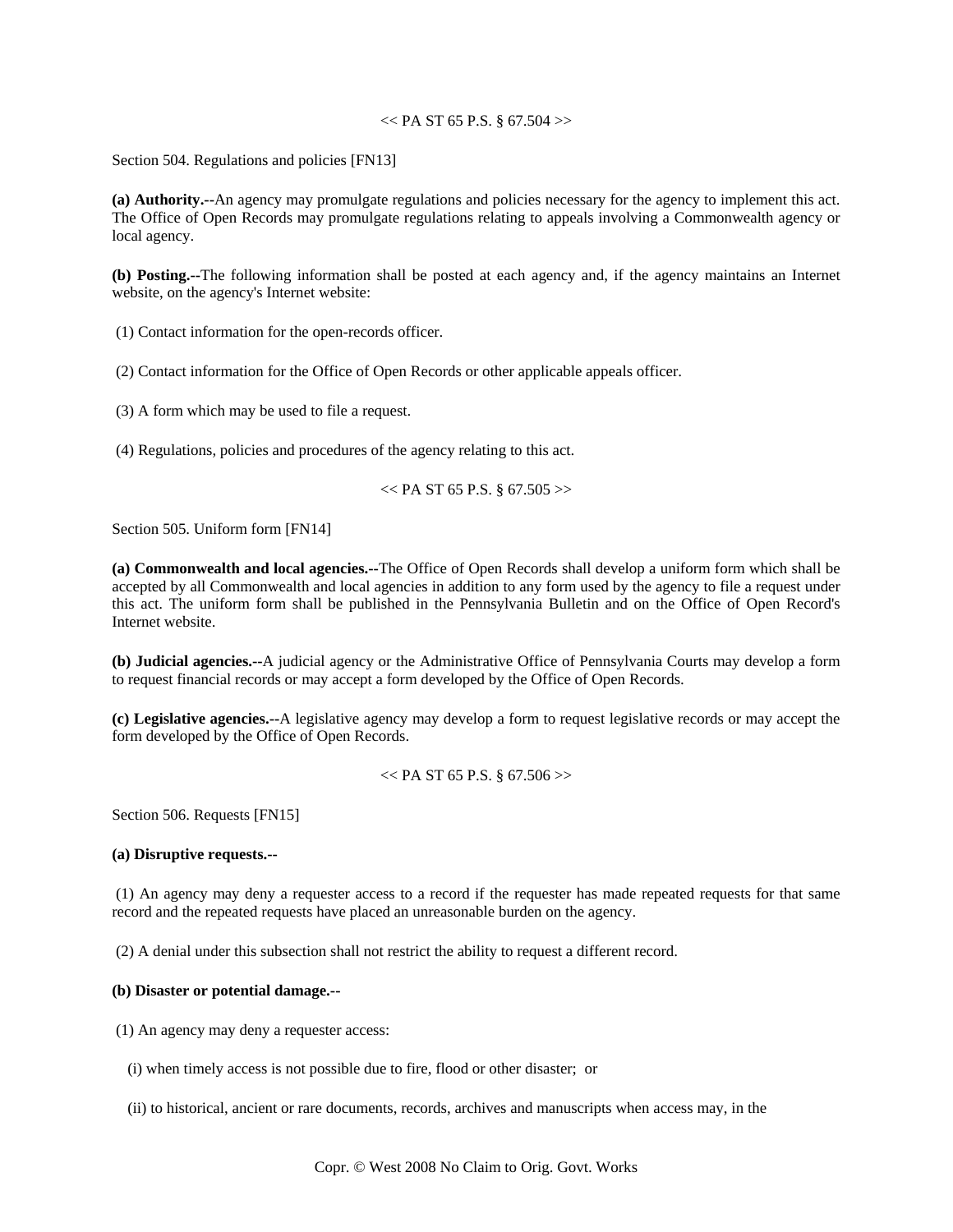<< PA ST 65 P.S. § 67.504 >>

Section 504. Regulations and policies [FN13]

**(a) Authority.--**An agency may promulgate regulations and policies necessary for the agency to implement this act. The Office of Open Records may promulgate regulations relating to appeals involving a Commonwealth agency or local agency.

**(b) Posting.--**The following information shall be posted at each agency and, if the agency maintains an Internet website, on the agency's Internet website:

(1) Contact information for the open-records officer.

(2) Contact information for the Office of Open Records or other applicable appeals officer.

(3) A form which may be used to file a request.

(4) Regulations, policies and procedures of the agency relating to this act.

<< PA ST 65 P.S. § 67.505 >>

Section 505. Uniform form [FN14]

**(a) Commonwealth and local agencies.--**The Office of Open Records shall develop a uniform form which shall be accepted by all Commonwealth and local agencies in addition to any form used by the agency to file a request under this act. The uniform form shall be published in the Pennsylvania Bulletin and on the Office of Open Record's Internet website.

**(b) Judicial agencies.--**A judicial agency or the Administrative Office of Pennsylvania Courts may develop a form to request financial records or may accept a form developed by the Office of Open Records.

**(c) Legislative agencies.--**A legislative agency may develop a form to request legislative records or may accept the form developed by the Office of Open Records.

<< PA ST 65 P.S. § 67.506 >>

Section 506. Requests [FN15]

**(a) Disruptive requests.--**

(1) An agency may deny a requester access to a record if the requester has made repeated requests for that same record and the repeated requests have placed an unreasonable burden on the agency.

(2) A denial under this subsection shall not restrict the ability to request a different record.

**(b) Disaster or potential damage.--**

(1) An agency may deny a requester access:

(i) when timely access is not possible due to fire, flood or other disaster; or

(ii) to historical, ancient or rare documents, records, archives and manuscripts when access may, in the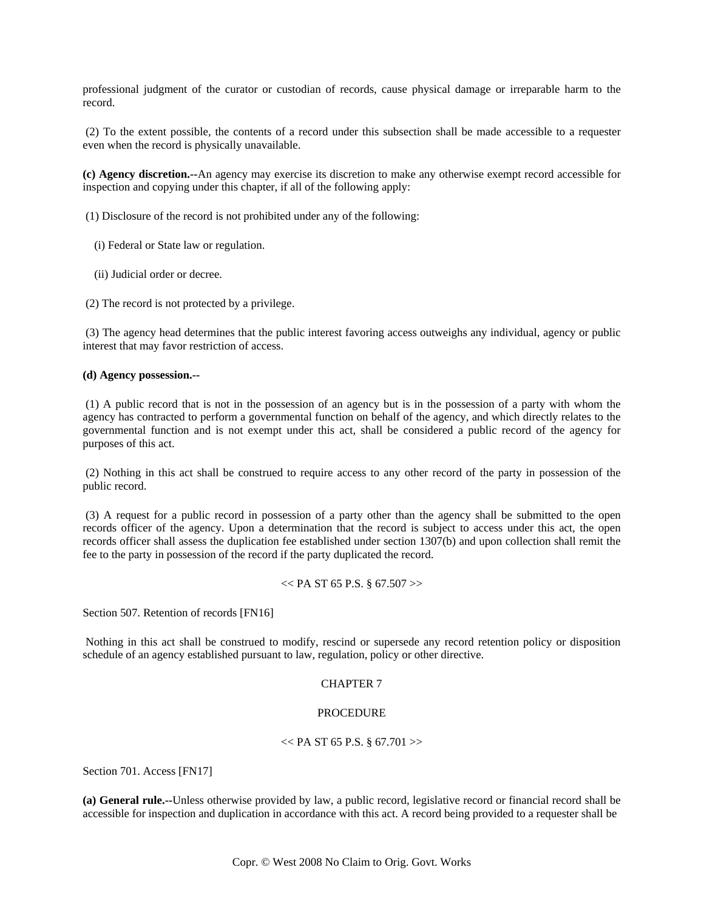professional judgment of the curator or custodian of records, cause physical damage or irreparable harm to the record.

(2) To the extent possible, the contents of a record under this subsection shall be made accessible to a requester even when the record is physically unavailable.

**(c) Agency discretion.--**An agency may exercise its discretion to make any otherwise exempt record accessible for inspection and copying under this chapter, if all of the following apply:

(1) Disclosure of the record is not prohibited under any of the following:

(i) Federal or State law or regulation.

(ii) Judicial order or decree.

(2) The record is not protected by a privilege.

(3) The agency head determines that the public interest favoring access outweighs any individual, agency or public interest that may favor restriction of access.

**(d) Agency possession.--**

(1) A public record that is not in the possession of an agency but is in the possession of a party with whom the agency has contracted to perform a governmental function on behalf of the agency, and which directly relates to the governmental function and is not exempt under this act, shall be considered a public record of the agency for purposes of this act.

(2) Nothing in this act shall be construed to require access to any other record of the party in possession of the public record.

(3) A request for a public record in possession of a party other than the agency shall be submitted to the open records officer of the agency. Upon a determination that the record is subject to access under this act, the open records officer shall assess the duplication fee established under section 1307(b) and upon collection shall remit the fee to the party in possession of the record if the party duplicated the record.

<< PA ST 65 P.S. § 67.507 >>

Section 507. Retention of records [FN16]

Nothing in this act shall be construed to modify, rescind or supersede any record retention policy or disposition schedule of an agency established pursuant to law, regulation, policy or other directive.

CHAPTER 7

PROCEDURE

<< PA ST 65 P.S. § 67.701 >>

Section 701. Access [FN17]

**(a) General rule.--**Unless otherwise provided by law, a public record, legislative record or financial record shall be accessible for inspection and duplication in accordance with this act. A record being provided to a requester shall be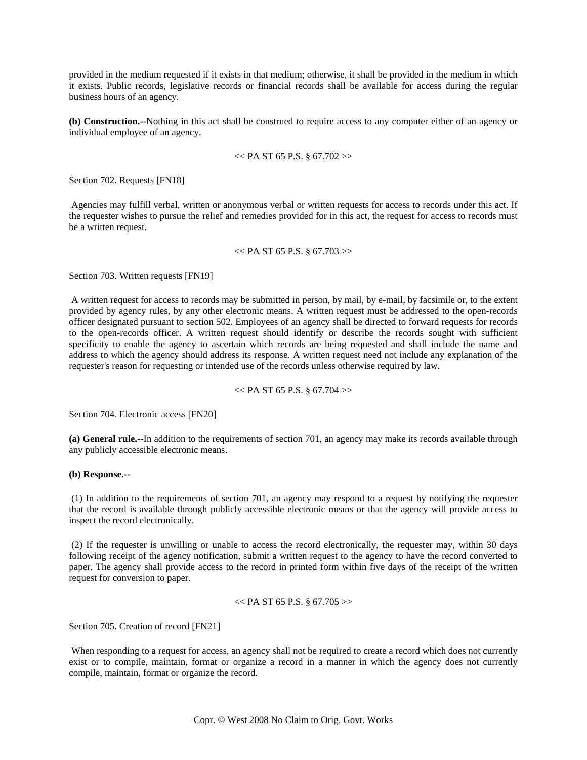provided in the medium requested if it exists in that medium; otherwise, it shall be provided in the medium in which it exists. Public records, legislative records or financial records shall be available for access during the regular business hours of an agency.

**(b) Construction.--**Nothing in this act shall be construed to require access to any computer either of an agency or individual employee of an agency.

<< PA ST 65 P.S. § 67.702 >>

Section 702. Requests [FN18]

Agencies may fulfill verbal, written or anonymous verbal or written requests for access to records under this act. If the requester wishes to pursue the relief and remedies provided for in this act, the request for access to records must be a written request.

<< PA ST 65 P.S. § 67.703 >>

Section 703. Written requests [FN19]

A written request for access to records may be submitted in person, by mail, by e-mail, by facsimile or, to the extent provided by agency rules, by any other electronic means. A written request must be addressed to the open-records officer designated pursuant to section 502. Employees of an agency shall be directed to forward requests for records to the open-records officer. A written request should identify or describe the records sought with sufficient specificity to enable the agency to ascertain which records are being requested and shall include the name and address to which the agency should address its response. A written request need not include any explanation of the requester's reason for requesting or intended use of the records unless otherwise required by law.

<< PA ST 65 P.S. § 67.704 >>

Section 704. Electronic access [FN20]

**(a) General rule.--**In addition to the requirements of section 701, an agency may make its records available through any publicly accessible electronic means.

**(b) Response.--**

(1) In addition to the requirements of section 701, an agency may respond to a request by notifying the requester that the record is available through publicly accessible electronic means or that the agency will provide access to inspect the record electronically.

(2) If the requester is unwilling or unable to access the record electronically, the requester may, within 30 days following receipt of the agency notification, submit a written request to the agency to have the record converted to paper. The agency shall provide access to the record in printed form within five days of the receipt of the written request for conversion to paper.

<< PA ST 65 P.S. § 67.705 >>

Section 705. Creation of record [FN21]

When responding to a request for access, an agency shall not be required to create a record which does not currently exist or to compile, maintain, format or organize a record in a manner in which the agency does not currently compile, maintain, format or organize the record.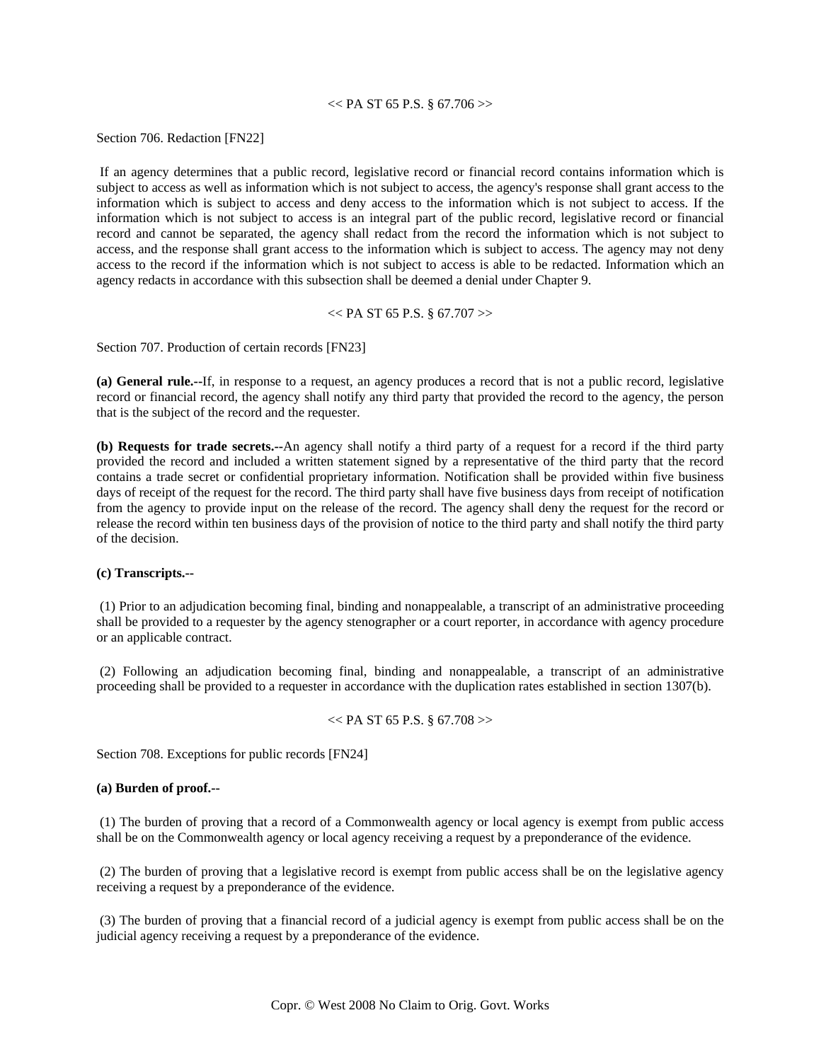<< PA ST 65 P.S. § 67.706 >>

Section 706. Redaction [FN22]

If an agency determines that a public record, legislative record or financial record contains information which is subject to access as well as information which is not subject to access, the agency's response shall grant access to the information which is subject to access and deny access to the information which is not subject to access. If the information which is not subject to access is an integral part of the public record, legislative record or financial record and cannot be separated, the agency shall redact from the record the information which is not subject to access, and the response shall grant access to the information which is subject to access. The agency may not deny access to the record if the information which is not subject to access is able to be redacted. Information which an agency redacts in accordance with this subsection shall be deemed a denial under Chapter 9.

<< PA ST 65 P.S. § 67.707 >>

Section 707. Production of certain records [FN23]

**(a) General rule.**--If, in response to a request, an agency produces a record that is not a public record, legislative record or financial record, the agency shall notify any third party that provided the record to the agency, the person that is the subject of the record and the requester.

**(b) Requests for trade secrets.**--An agency shall notify a third party of a request for a record if the third party provided the record and included a written statement signed by a representative of the third party that the record contains a trade secret or confidential proprietary information. Notification shall be provided within five business days of receipt of the request for the record. The third party shall have five business days from receipt of notification from the agency to provide input on the release of the record. The agency shall deny the request for the record or release the record within ten business days of the provision of notice to the third party and shall notify the third party of the decision.

**(c) Transcripts.**--

(1) Prior to an adjudication becoming final, binding and nonappealable, a transcript of an administrative proceeding shall be provided to a requester by the agency stenographer or a court reporter, in accordance with agency procedure or an applicable contract.

(2) Following an adjudication becoming final, binding and nonappealable, a transcript of an administrative proceeding shall be provided to a requester in accordance with the duplication rates established in section 1307(b).

<< PA ST 65 P.S. § 67.708 >>

Section 708. Exceptions for public records [FN24]

**(a) Burden of proof.**--

(1) The burden of proving that a record of a Commonwealth agency or local agency is exempt from public access shall be on the Commonwealth agency or local agency receiving a request by a preponderance of the evidence.

(2) The burden of proving that a legislative record is exempt from public access shall be on the legislative agency receiving a request by a preponderance of the evidence.

(3) The burden of proving that a financial record of a judicial agency is exempt from public access shall be on the judicial agency receiving a request by a preponderance of the evidence.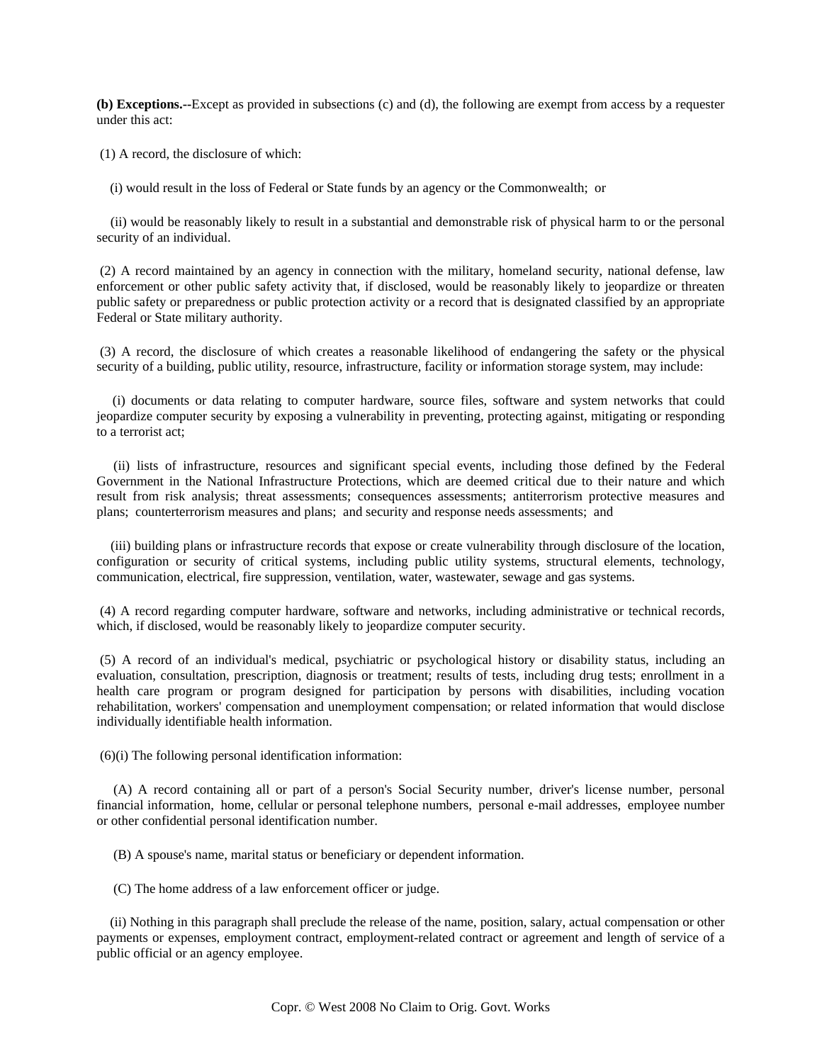**(b) Exceptions.**--Except as provided in subsections (c) and (d), the following are exempt from access by a requester under this act:

(1) A record, the disclosure of which:

(i) would result in the loss of Federal or State funds by an agency or the Commonwealth; or

(ii) would be reasonably likely to result in a substantial and demonstrable risk of physical harm to or the personal security of an individual.

(2) A record maintained by an agency in connection with the military, homeland security, national defense, law enforcement or other public safety activity that, if disclosed, would be reasonably likely to jeopardize or threaten public safety or preparedness or public protection activity or a record that is designated classified by an appropriate Federal or State military authority.

(3) A record, the disclosure of which creates a reasonable likelihood of endangering the safety or the physical security of a building, public utility, resource, infrastructure, facility or information storage system, may include:

(i) documents or data relating to computer hardware, source files, software and system networks that could jeopardize computer security by exposing a vulnerability in preventing, protecting against, mitigating or responding to a terrorist act;

(ii) lists of infrastructure, resources and significant special events, including those defined by the Federal Government in the National Infrastructure Protections, which are deemed critical due to their nature and which result from risk analysis; threat assessments; consequences assessments; antiterrorism protective measures and plans; counterterrorism measures and plans; and security and response needs assessments; and

(iii) building plans or infrastructure records that expose or create vulnerability through disclosure of the location, configuration or security of critical systems, including public utility systems, structural elements, technology, communication, electrical, fire suppression, ventilation, water, wastewater, sewage and gas systems.

(4) A record regarding computer hardware, software and networks, including administrative or technical records, which, if disclosed, would be reasonably likely to jeopardize computer security.

(5) A record of an individual's medical, psychiatric or psychological history or disability status, including an evaluation, consultation, prescription, diagnosis or treatment; results of tests, including drug tests; enrollment in a health care program or program designed for participation by persons with disabilities, including vocation rehabilitation, workers' compensation and unemployment compensation; or related information that would disclose individually identifiable health information.

(6)(i) The following personal identification information:

(A) A record containing all or part of a person's Social Security number, driver's license number, personal financial information, home, cellular or personal telephone numbers, personal e-mail addresses, employee number or other confidential personal identification number.

(B) A spouse's name, marital status or beneficiary or dependent information.

(C) The home address of a law enforcement officer or judge.

(ii) Nothing in this paragraph shall preclude the release of the name, position, salary, actual compensation or other payments or expenses, employment contract, employment-related contract or agreement and length of service of a public official or an agency employee.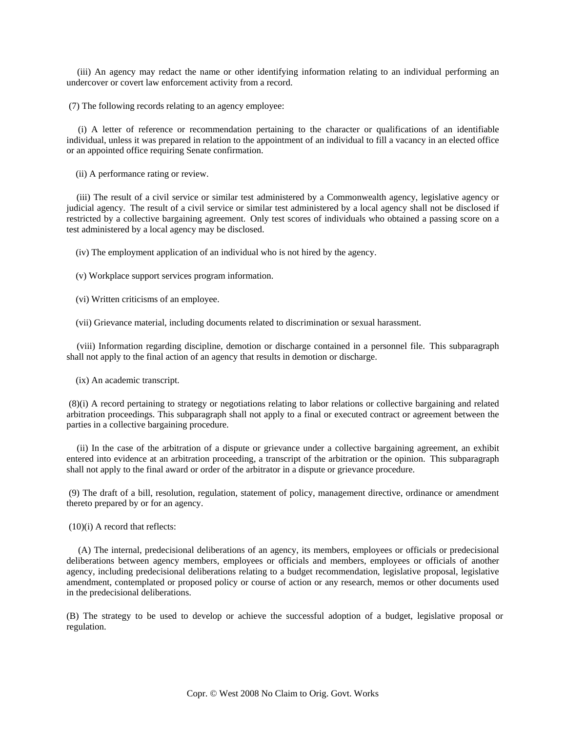(iii) An agency may redact the name or other identifying information relating to an individual performing an undercover or covert law enforcement activity from a record.

(7) The following records relating to an agency employee:

(i) A letter of reference or recommendation pertaining to the character or qualifications of an identifiable individual, unless it was prepared in relation to the appointment of an individual to fill a vacancy in an elected office or an appointed office requiring Senate confirmation.

(ii) A performance rating or review.

(iii) The result of a civil service or similar test administered by a Commonwealth agency, legislative agency or judicial agency. The result of a civil service or similar test administered by a local agency shall not be disclosed if restricted by a collective bargaining agreement. Only test scores of individuals who obtained a passing score on a test administered by a local agency may be disclosed.

(iv) The employment application of an individual who is not hired by the agency.

(v) Workplace support services program information.

(vi) Written criticisms of an employee.

(vii) Grievance material, including documents related to discrimination or sexual harassment.

(viii) Information regarding discipline, demotion or discharge contained in a personnel file. This subparagraph shall not apply to the final action of an agency that results in demotion or discharge.

(ix) An academic transcript.

(8)(i) A record pertaining to strategy or negotiations relating to labor relations or collective bargaining and related arbitration proceedings. This subparagraph shall not apply to a final or executed contract or agreement between the parties in a collective bargaining procedure.

(ii) In the case of the arbitration of a dispute or grievance under a collective bargaining agreement, an exhibit entered into evidence at an arbitration proceeding, a transcript of the arbitration or the opinion. This subparagraph shall not apply to the final award or order of the arbitrator in a dispute or grievance procedure.

(9) The draft of a bill, resolution, regulation, statement of policy, management directive, ordinance or amendment thereto prepared by or for an agency.

(10)(i) A record that reflects:

(A) The internal, predecisional deliberations of an agency, its members, employees or officials or predecisional deliberations between agency members, employees or officials and members, employees or officials of another agency, including predecisional deliberations relating to a budget recommendation, legislative proposal, legislative amendment, contemplated or proposed policy or course of action or any research, memos or other documents used in the predecisional deliberations.

(B) The strategy to be used to develop or achieve the successful adoption of a budget, legislative proposal or regulation.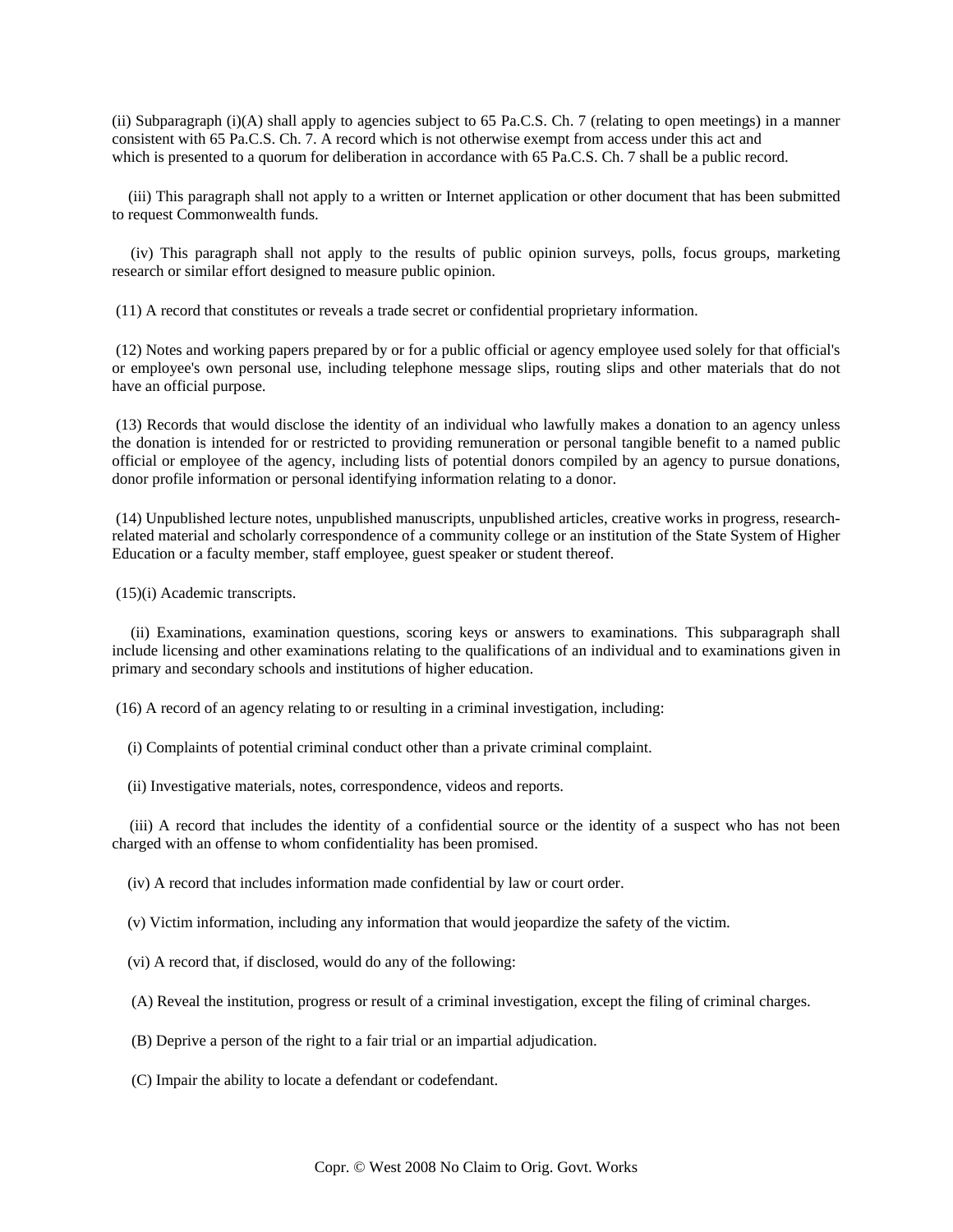(ii) Subparagraph (i)(A) shall apply to agencies subject to 65 Pa.C.S. Ch. 7 (relating to open meetings) in a manner consistent with 65 Pa.C.S. Ch. 7. A record which is not otherwise exempt from access under this act and which is presented to a quorum for deliberation in accordance with 65 Pa.C.S. Ch. 7 shall be a public record.

(iii) This paragraph shall not apply to a written or Internet application or other document that has been submitted to request Commonwealth funds.

(iv) This paragraph shall not apply to the results of public opinion surveys, polls, focus groups, marketing research or similar effort designed to measure public opinion.

(11) A record that constitutes or reveals a trade secret or confidential proprietary information.

(12) Notes and working papers prepared by or for a public official or agency employee used solely for that official's or employee's own personal use, including telephone message slips, routing slips and other materials that do not have an official purpose.

(13) Records that would disclose the identity of an individual who lawfully makes a donation to an agency unless the donation is intended for or restricted to providing remuneration or personal tangible benefit to a named public official or employee of the agency, including lists of potential donors compiled by an agency to pursue donations, donor profile information or personal identifying information relating to a donor.

(14) Unpublished lecture notes, unpublished manuscripts, unpublished articles, creative works in progress, research-related material and scholarly correspondence of a community college or an institution of the State System of Higher Education or a faculty member, staff employee, guest speaker or student thereof.

(15)(i) Academic transcripts.

(ii) Examinations, examination questions, scoring keys or answers to examinations. This subparagraph shall include licensing and other examinations relating to the qualifications of an individual and to examinations given in primary and secondary schools and institutions of higher education.

(16) A record of an agency relating to or resulting in a criminal investigation, including:

(i) Complaints of potential criminal conduct other than a private criminal complaint.

(ii) Investigative materials, notes, correspondence, videos and reports.

(iii) A record that includes the identity of a confidential source or the identity of a suspect who has not been charged with an offense to whom confidentiality has been promised.

(iv) A record that includes information made confidential by law or court order.

(v) Victim information, including any information that would jeopardize the safety of the victim.

(vi) A record that, if disclosed, would do any of the following:

(A) Reveal the institution, progress or result of a criminal investigation, except the filing of criminal charges.

(B) Deprive a person of the right to a fair trial or an impartial adjudication.

(C) Impair the ability to locate a defendant or codefendant.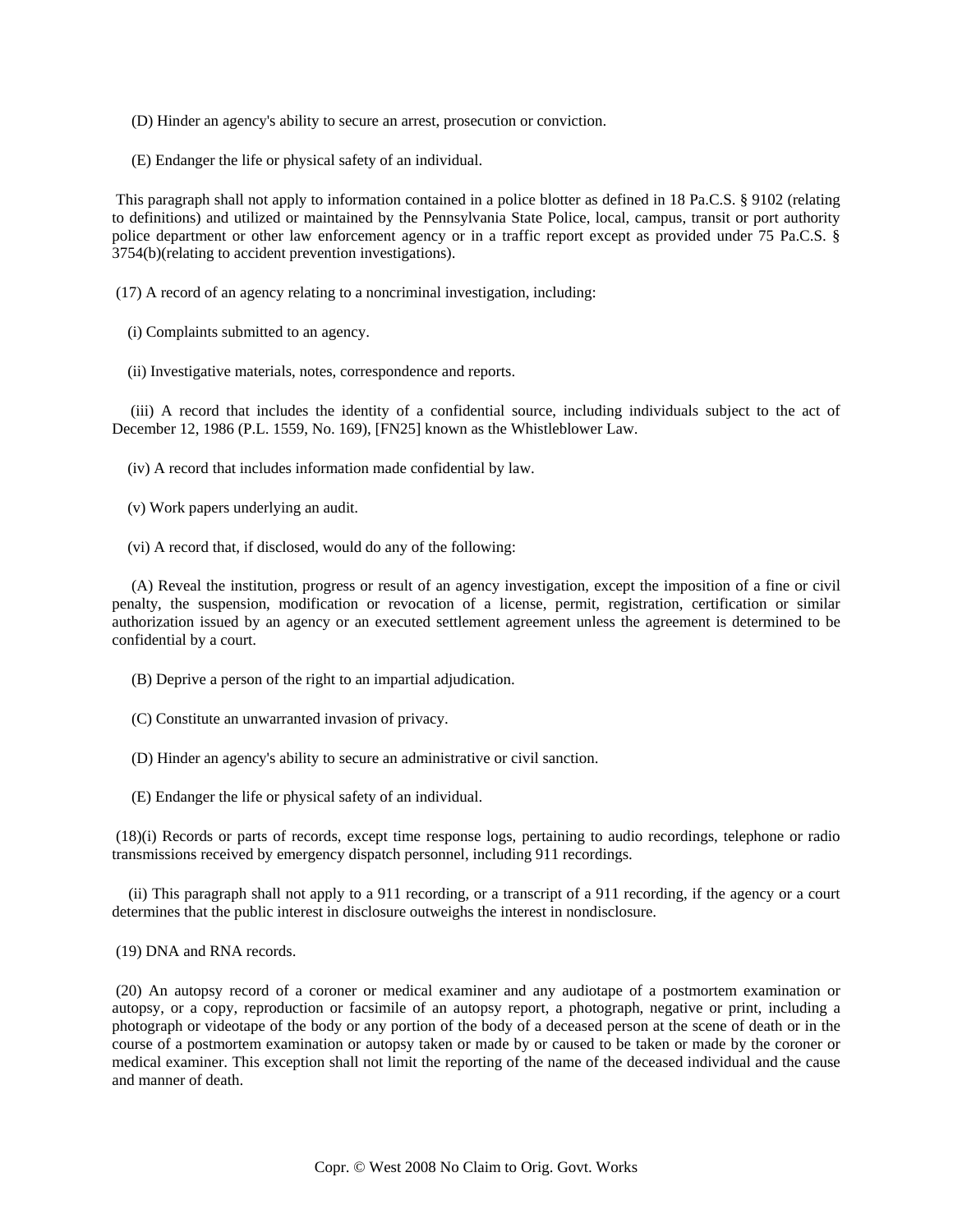(D) Hinder an agency's ability to secure an arrest, prosecution or conviction.

(E) Endanger the life or physical safety of an individual.

This paragraph shall not apply to information contained in a police blotter as defined in 18 Pa.C.S. § 9102 (relating to definitions) and utilized or maintained by the Pennsylvania State Police, local, campus, transit or port authority police department or other law enforcement agency or in a traffic report except as provided under 75 Pa.C.S. § 3754(b)(relating to accident prevention investigations).

(17) A record of an agency relating to a noncriminal investigation, including:

(i) Complaints submitted to an agency.

(ii) Investigative materials, notes, correspondence and reports.

(iii) A record that includes the identity of a confidential source, including individuals subject to the act of December 12, 1986 (P.L. 1559, No. 169), [FN25] known as the Whistleblower Law.

(iv) A record that includes information made confidential by law.

(v) Work papers underlying an audit.

(vi) A record that, if disclosed, would do any of the following:

(A) Reveal the institution, progress or result of an agency investigation, except the imposition of a fine or civil penalty, the suspension, modification or revocation of a license, permit, registration, certification or similar authorization issued by an agency or an executed settlement agreement unless the agreement is determined to be confidential by a court.

(B) Deprive a person of the right to an impartial adjudication.

(C) Constitute an unwarranted invasion of privacy.

(D) Hinder an agency's ability to secure an administrative or civil sanction.

(E) Endanger the life or physical safety of an individual.

(18)(i) Records or parts of records, except time response logs, pertaining to audio recordings, telephone or radio transmissions received by emergency dispatch personnel, including 911 recordings.

(ii) This paragraph shall not apply to a 911 recording, or a transcript of a 911 recording, if the agency or a court determines that the public interest in disclosure outweighs the interest in nondisclosure.

(19) DNA and RNA records.

(20) An autopsy record of a coroner or medical examiner and any audiotape of a postmortem examination or autopsy, or a copy, reproduction or facsimile of an autopsy report, a photograph, negative or print, including a photograph or videotape of the body or any portion of the body of a deceased person at the scene of death or in the course of a postmortem examination or autopsy taken or made by or caused to be taken or made by the coroner or medical examiner. This exception shall not limit the reporting of the name of the deceased individual and the cause and manner of death.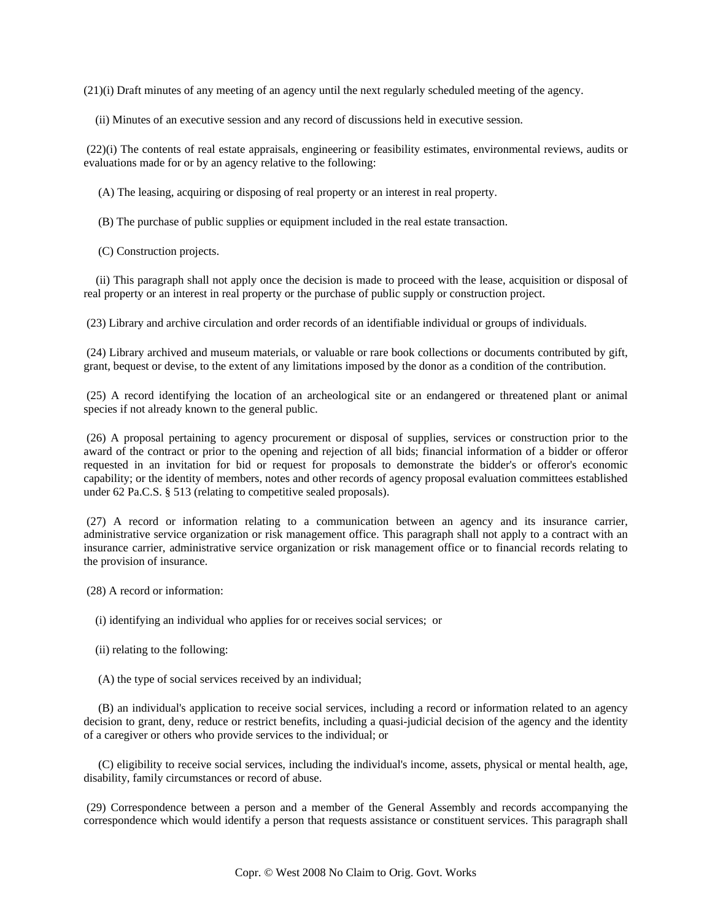(21)(i) Draft minutes of any meeting of an agency until the next regularly scheduled meeting of the agency.

(ii) Minutes of an executive session and any record of discussions held in executive session.

(22)(i) The contents of real estate appraisals, engineering or feasibility estimates, environmental reviews, audits or evaluations made for or by an agency relative to the following:

(A) The leasing, acquiring or disposing of real property or an interest in real property.

(B) The purchase of public supplies or equipment included in the real estate transaction.

(C) Construction projects.

(ii) This paragraph shall not apply once the decision is made to proceed with the lease, acquisition or disposal of real property or an interest in real property or the purchase of public supply or construction project.

(23) Library and archive circulation and order records of an identifiable individual or groups of individuals.

(24) Library archived and museum materials, or valuable or rare book collections or documents contributed by gift, grant, bequest or devise, to the extent of any limitations imposed by the donor as a condition of the contribution.

(25) A record identifying the location of an archeological site or an endangered or threatened plant or animal species if not already known to the general public.

(26) A proposal pertaining to agency procurement or disposal of supplies, services or construction prior to the award of the contract or prior to the opening and rejection of all bids; financial information of a bidder or offeror requested in an invitation for bid or request for proposals to demonstrate the bidder's or offeror's economic capability; or the identity of members, notes and other records of agency proposal evaluation committees established under 62 Pa.C.S. § 513 (relating to competitive sealed proposals).

(27) A record or information relating to a communication between an agency and its insurance carrier, administrative service organization or risk management office. This paragraph shall not apply to a contract with an insurance carrier, administrative service organization or risk management office or to financial records relating to the provision of insurance.

(28) A record or information:

(i) identifying an individual who applies for or receives social services; or

(ii) relating to the following:

(A) the type of social services received by an individual;

(B) an individual's application to receive social services, including a record or information related to an agency decision to grant, deny, reduce or restrict benefits, including a quasi-judicial decision of the agency and the identity of a caregiver or others who provide services to the individual; or

(C) eligibility to receive social services, including the individual's income, assets, physical or mental health, age, disability, family circumstances or record of abuse.

(29) Correspondence between a person and a member of the General Assembly and records accompanying the correspondence which would identify a person that requests assistance or constituent services. This paragraph shall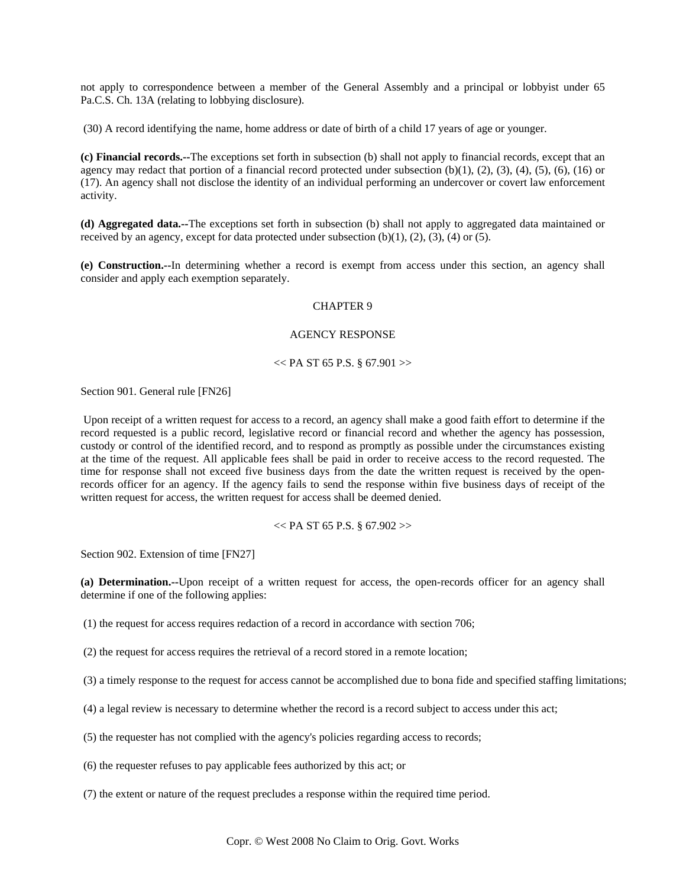not apply to correspondence between a member of the General Assembly and a principal or lobbyist under 65 Pa.C.S. Ch. 13A (relating to lobbying disclosure).

(30) A record identifying the name, home address or date of birth of a child 17 years of age or younger.

**(c) Financial records.--**The exceptions set forth in subsection (b) shall not apply to financial records, except that an agency may redact that portion of a financial record protected under subsection (b)(1), (2), (3), (4), (5), (6), (16) or (17). An agency shall not disclose the identity of an individual performing an undercover or covert law enforcement activity.

**(d) Aggregated data.--**The exceptions set forth in subsection (b) shall not apply to aggregated data maintained or received by an agency, except for data protected under subsection (b)(1), (2), (3), (4) or (5).

**(e) Construction.--**In determining whether a record is exempt from access under this section, an agency shall consider and apply each exemption separately.

## CHAPTER 9

## AGENCY RESPONSE

<< PA ST 65 P.S. § 67.901 >>

Section 901. General rule [FN26]

Upon receipt of a written request for access to a record, an agency shall make a good faith effort to determine if the record requested is a public record, legislative record or financial record and whether the agency has possession, custody or control of the identified record, and to respond as promptly as possible under the circumstances existing at the time of the request. All applicable fees shall be paid in order to receive access to the record requested. The time for response shall not exceed five business days from the date the written request is received by the open-records officer for an agency. If the agency fails to send the response within five business days of receipt of the written request for access, the written request for access shall be deemed denied.

<< PA ST 65 P.S. § 67.902 >>

Section 902. Extension of time [FN27]

**(a) Determination.--**Upon receipt of a written request for access, the open-records officer for an agency shall determine if one of the following applies:

(1) the request for access requires redaction of a record in accordance with section 706;

(2) the request for access requires the retrieval of a record stored in a remote location;

(3) a timely response to the request for access cannot be accomplished due to bona fide and specified staffing limitations;

(4) a legal review is necessary to determine whether the record is a record subject to access under this act;

(5) the requester has not complied with the agency's policies regarding access to records;

(6) the requester refuses to pay applicable fees authorized by this act; or

(7) the extent or nature of the request precludes a response within the required time period.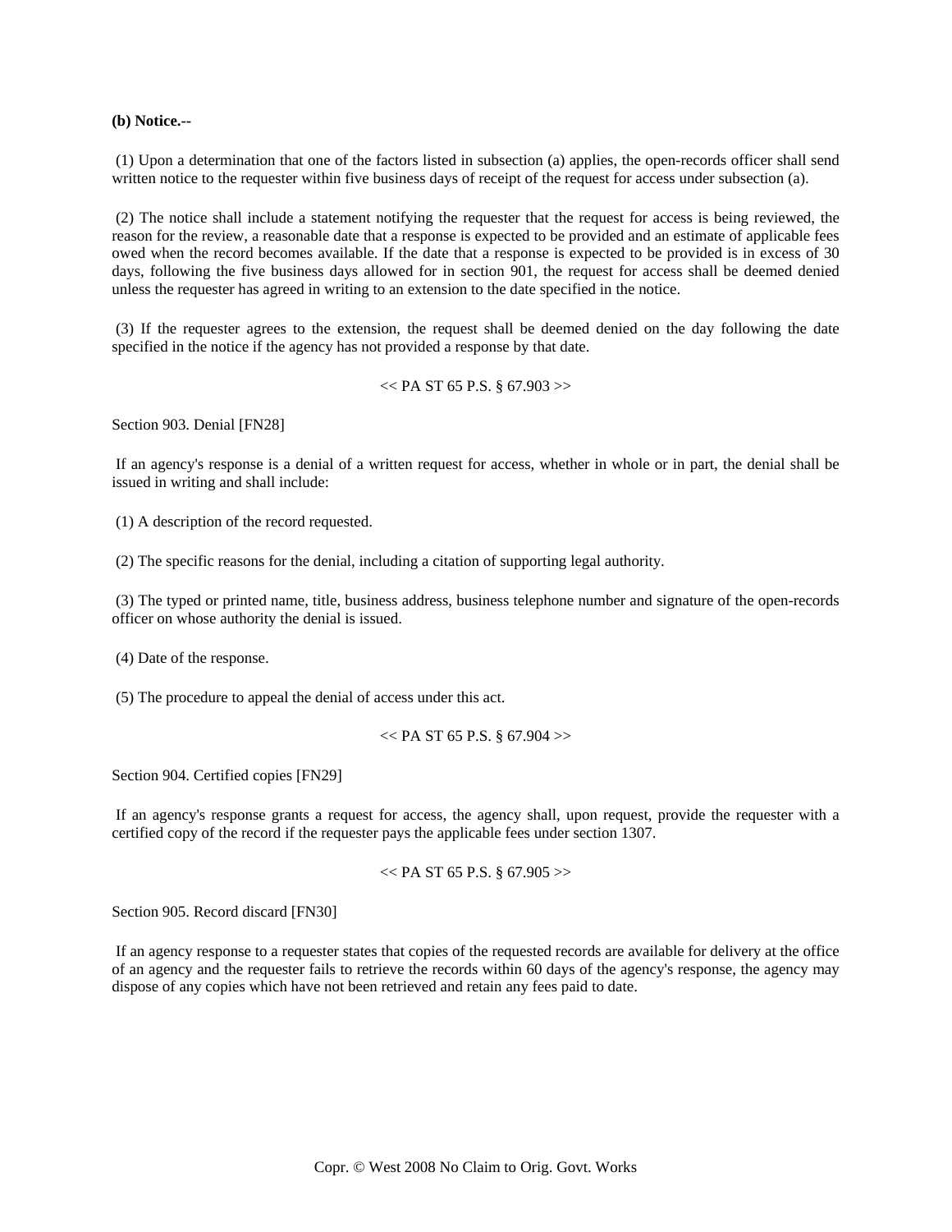**(b) Notice.--**

(1) Upon a determination that one of the factors listed in subsection (a) applies, the open-records officer shall send written notice to the requester within five business days of receipt of the request for access under subsection (a).

(2) The notice shall include a statement notifying the requester that the request for access is being reviewed, the reason for the review, a reasonable date that a response is expected to be provided and an estimate of applicable fees owed when the record becomes available. If the date that a response is expected to be provided is in excess of 30 days, following the five business days allowed for in section 901, the request for access shall be deemed denied unless the requester has agreed in writing to an extension to the date specified in the notice.

(3) If the requester agrees to the extension, the request shall be deemed denied on the day following the date specified in the notice if the agency has not provided a response by that date.

<< PA ST 65 P.S. § 67.903 >>

Section 903. Denial [FN28]

If an agency's response is a denial of a written request for access, whether in whole or in part, the denial shall be issued in writing and shall include:

(1) A description of the record requested.

(2) The specific reasons for the denial, including a citation of supporting legal authority.

(3) The typed or printed name, title, business address, business telephone number and signature of the open-records officer on whose authority the denial is issued.

(4) Date of the response.

(5) The procedure to appeal the denial of access under this act.

<< PA ST 65 P.S. § 67.904 >>

Section 904. Certified copies [FN29]

If an agency's response grants a request for access, the agency shall, upon request, provide the requester with a certified copy of the record if the requester pays the applicable fees under section 1307.

<< PA ST 65 P.S. § 67.905 >>

Section 905. Record discard [FN30]

If an agency response to a requester states that copies of the requested records are available for delivery at the office of an agency and the requester fails to retrieve the records within 60 days of the agency's response, the agency may dispose of any copies which have not been retrieved and retain any fees paid to date.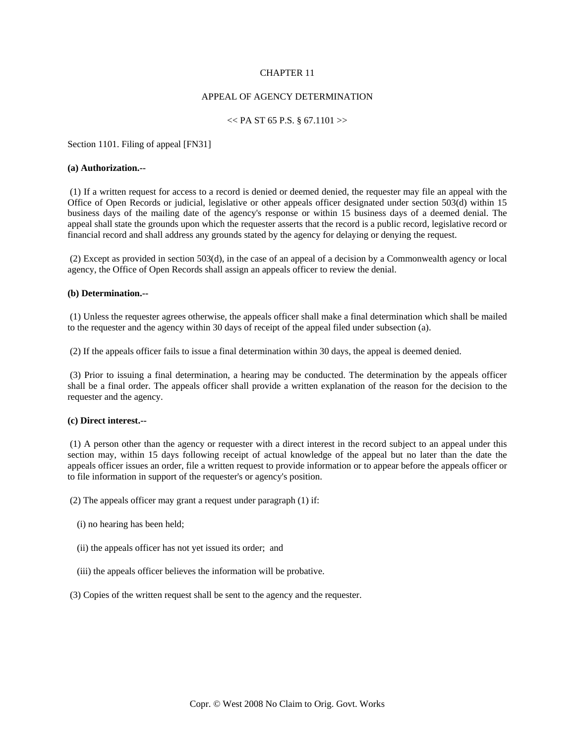CHAPTER 11

APPEAL OF AGENCY DETERMINATION

<< PA ST 65 P.S. § 67.1101 >>

Section 1101. Filing of appeal [FN31]

**(a) Authorization.--**

(1) If a written request for access to a record is denied or deemed denied, the requester may file an appeal with the Office of Open Records or judicial, legislative or other appeals officer designated under section 503(d) within 15 business days of the mailing date of the agency's response or within 15 business days of a deemed denial. The appeal shall state the grounds upon which the requester asserts that the record is a public record, legislative record or financial record and shall address any grounds stated by the agency for delaying or denying the request.

(2) Except as provided in section 503(d), in the case of an appeal of a decision by a Commonwealth agency or local agency, the Office of Open Records shall assign an appeals officer to review the denial.

**(b) Determination.--**

(1) Unless the requester agrees otherwise, the appeals officer shall make a final determination which shall be mailed to the requester and the agency within 30 days of receipt of the appeal filed under subsection (a).

(2) If the appeals officer fails to issue a final determination within 30 days, the appeal is deemed denied.

(3) Prior to issuing a final determination, a hearing may be conducted. The determination by the appeals officer shall be a final order. The appeals officer shall provide a written explanation of the reason for the decision to the requester and the agency.

**(c) Direct interest.--**

(1) A person other than the agency or requester with a direct interest in the record subject to an appeal under this section may, within 15 days following receipt of actual knowledge of the appeal but no later than the date the appeals officer issues an order, file a written request to provide information or to appear before the appeals officer or to file information in support of the requester's or agency's position.

(2) The appeals officer may grant a request under paragraph (1) if:

(i) no hearing has been held;

(ii) the appeals officer has not yet issued its order; and

(iii) the appeals officer believes the information will be probative.

(3) Copies of the written request shall be sent to the agency and the requester.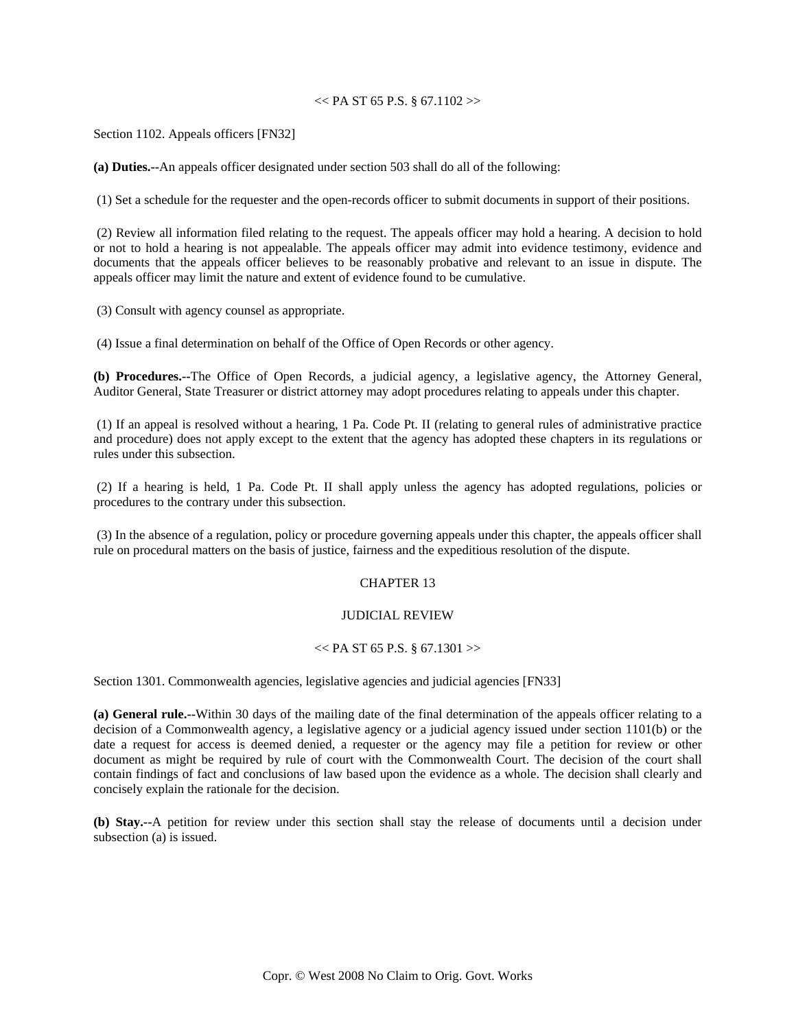<< PA ST 65 P.S. § 67.1102 >>

Section 1102. Appeals officers [FN32]

**(a) Duties.--**An appeals officer designated under section 503 shall do all of the following:

(1) Set a schedule for the requester and the open-records officer to submit documents in support of their positions.

(2) Review all information filed relating to the request. The appeals officer may hold a hearing. A decision to hold or not to hold a hearing is not appealable. The appeals officer may admit into evidence testimony, evidence and documents that the appeals officer believes to be reasonably probative and relevant to an issue in dispute. The appeals officer may limit the nature and extent of evidence found to be cumulative.

(3) Consult with agency counsel as appropriate.

(4) Issue a final determination on behalf of the Office of Open Records or other agency.

**(b) Procedures.--**The Office of Open Records, a judicial agency, a legislative agency, the Attorney General, Auditor General, State Treasurer or district attorney may adopt procedures relating to appeals under this chapter.

(1) If an appeal is resolved without a hearing, 1 Pa. Code Pt. II (relating to general rules of administrative practice and procedure) does not apply except to the extent that the agency has adopted these chapters in its regulations or rules under this subsection.

(2) If a hearing is held, 1 Pa. Code Pt. II shall apply unless the agency has adopted regulations, policies or procedures to the contrary under this subsection.

(3) In the absence of a regulation, policy or procedure governing appeals under this chapter, the appeals officer shall rule on procedural matters on the basis of justice, fairness and the expeditious resolution of the dispute.

CHAPTER 13

JUDICIAL REVIEW

<< PA ST 65 P.S. § 67.1301 >>

Section 1301. Commonwealth agencies, legislative agencies and judicial agencies [FN33]

**(a) General rule.--**Within 30 days of the mailing date of the final determination of the appeals officer relating to a decision of a Commonwealth agency, a legislative agency or a judicial agency issued under section 1101(b) or the date a request for access is deemed denied, a requester or the agency may file a petition for review or other document as might be required by rule of court with the Commonwealth Court. The decision of the court shall contain findings of fact and conclusions of law based upon the evidence as a whole. The decision shall clearly and concisely explain the rationale for the decision.

**(b) Stay.--**A petition for review under this section shall stay the release of documents until a decision under subsection (a) is issued.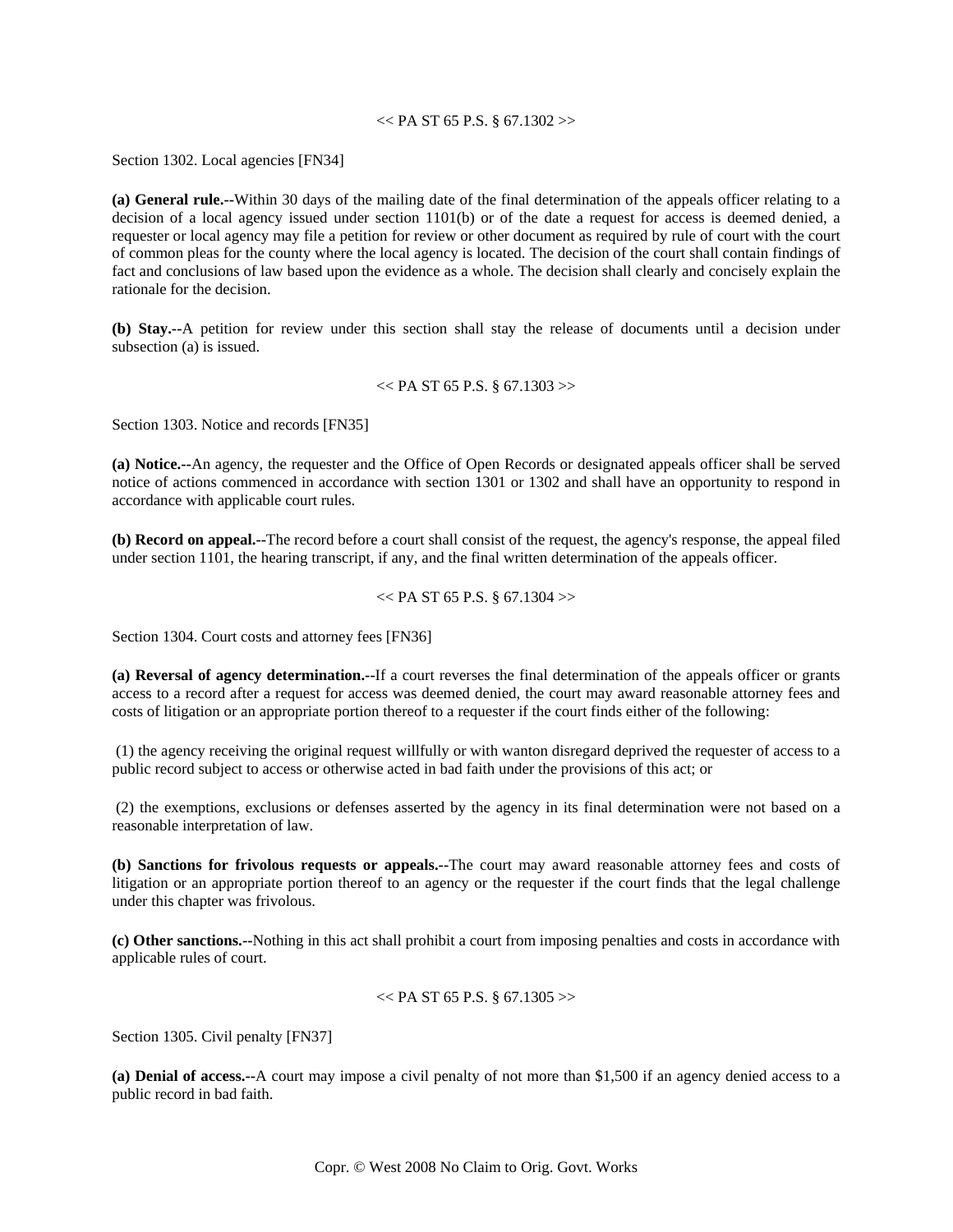<< PA ST 65 P.S. § 67.1302 >>

Section 1302. Local agencies [FN34]

**(a) General rule.--**Within 30 days of the mailing date of the final determination of the appeals officer relating to a decision of a local agency issued under section 1101(b) or of the date a request for access is deemed denied, a requester or local agency may file a petition for review or other document as required by rule of court with the court of common pleas for the county where the local agency is located. The decision of the court shall contain findings of fact and conclusions of law based upon the evidence as a whole. The decision shall clearly and concisely explain the rationale for the decision.

**(b) Stay.--**A petition for review under this section shall stay the release of documents until a decision under subsection (a) is issued.

<< PA ST 65 P.S. § 67.1303 >>

Section 1303. Notice and records [FN35]

**(a) Notice.--**An agency, the requester and the Office of Open Records or designated appeals officer shall be served notice of actions commenced in accordance with section 1301 or 1302 and shall have an opportunity to respond in accordance with applicable court rules.

**(b) Record on appeal.--**The record before a court shall consist of the request, the agency's response, the appeal filed under section 1101, the hearing transcript, if any, and the final written determination of the appeals officer.

<< PA ST 65 P.S. § 67.1304 >>

Section 1304. Court costs and attorney fees [FN36]

**(a) Reversal of agency determination.--**If a court reverses the final determination of the appeals officer or grants access to a record after a request for access was deemed denied, the court may award reasonable attorney fees and costs of litigation or an appropriate portion thereof to a requester if the court finds either of the following:

(1) the agency receiving the original request willfully or with wanton disregard deprived the requester of access to a public record subject to access or otherwise acted in bad faith under the provisions of this act; or

(2) the exemptions, exclusions or defenses asserted by the agency in its final determination were not based on a reasonable interpretation of law.

**(b) Sanctions for frivolous requests or appeals.--**The court may award reasonable attorney fees and costs of litigation or an appropriate portion thereof to an agency or the requester if the court finds that the legal challenge under this chapter was frivolous.

**(c) Other sanctions.--**Nothing in this act shall prohibit a court from imposing penalties and costs in accordance with applicable rules of court.

<< PA ST 65 P.S. § 67.1305 >>

Section 1305. Civil penalty [FN37]

**(a) Denial of access.--**A court may impose a civil penalty of not more than $1,500 if an agency denied access to a public record in bad faith.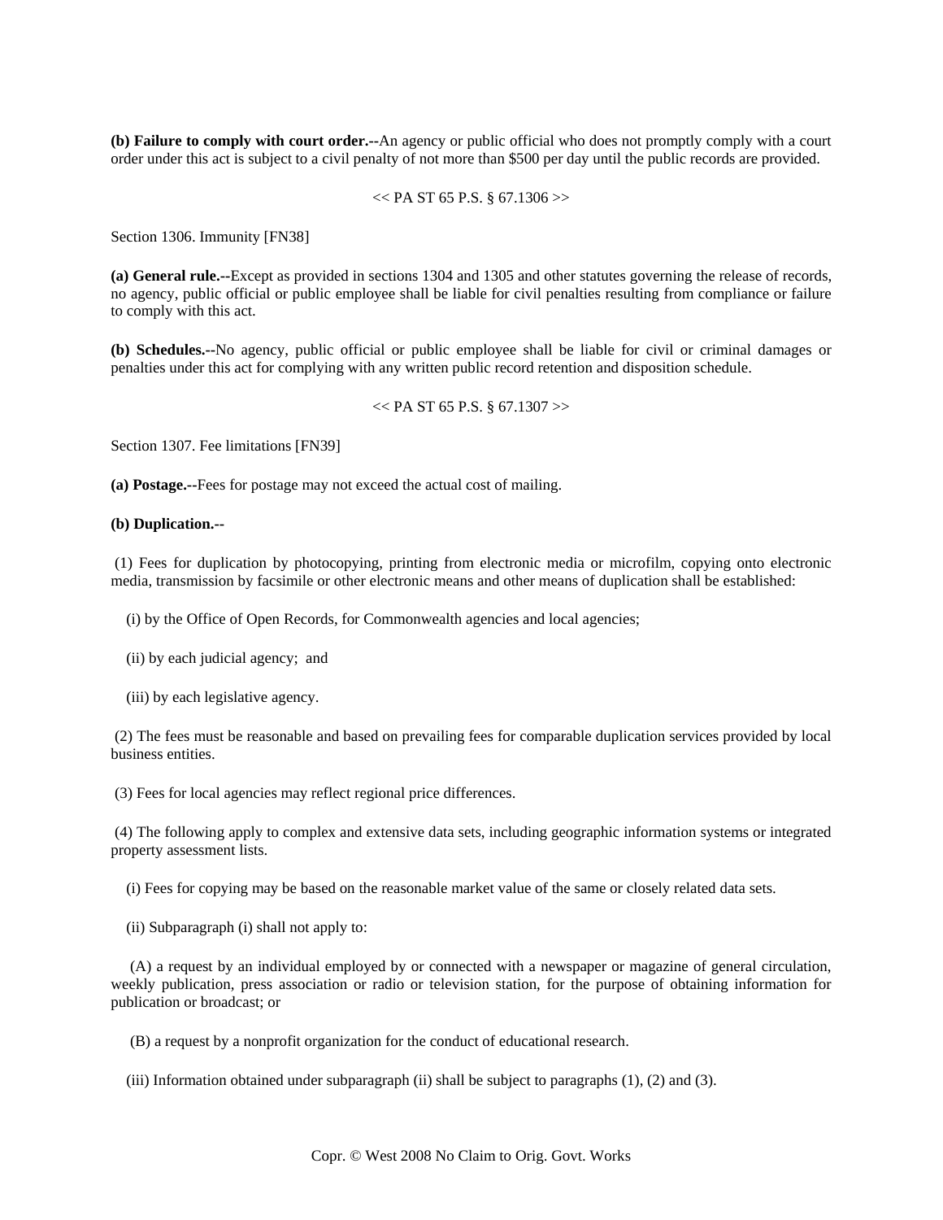**(b) Failure to comply with court order.--**An agency or public official who does not promptly comply with a court order under this act is subject to a civil penalty of not more than $500 per day until the public records are provided.

<< PA ST 65 P.S. § 67.1306 >>

Section 1306. Immunity [FN38]

**(a) General rule.--**Except as provided in sections 1304 and 1305 and other statutes governing the release of records, no agency, public official or public employee shall be liable for civil penalties resulting from compliance or failure to comply with this act.

**(b) Schedules.--**No agency, public official or public employee shall be liable for civil or criminal damages or penalties under this act for complying with any written public record retention and disposition schedule.

<< PA ST 65 P.S. § 67.1307 >>

Section 1307. Fee limitations [FN39]

**(a) Postage.--**Fees for postage may not exceed the actual cost of mailing.

**(b) Duplication.--**

(1) Fees for duplication by photocopying, printing from electronic media or microfilm, copying onto electronic media, transmission by facsimile or other electronic means and other means of duplication shall be established:

(i) by the Office of Open Records, for Commonwealth agencies and local agencies;

(ii) by each judicial agency; and

(iii) by each legislative agency.

(2) The fees must be reasonable and based on prevailing fees for comparable duplication services provided by local business entities.

(3) Fees for local agencies may reflect regional price differences.

(4) The following apply to complex and extensive data sets, including geographic information systems or integrated property assessment lists.

(i) Fees for copying may be based on the reasonable market value of the same or closely related data sets.

(ii) Subparagraph (i) shall not apply to:

(A) a request by an individual employed by or connected with a newspaper or magazine of general circulation, weekly publication, press association or radio or television station, for the purpose of obtaining information for publication or broadcast; or

(B) a request by a nonprofit organization for the conduct of educational research.

(iii) Information obtained under subparagraph (ii) shall be subject to paragraphs (1), (2) and (3).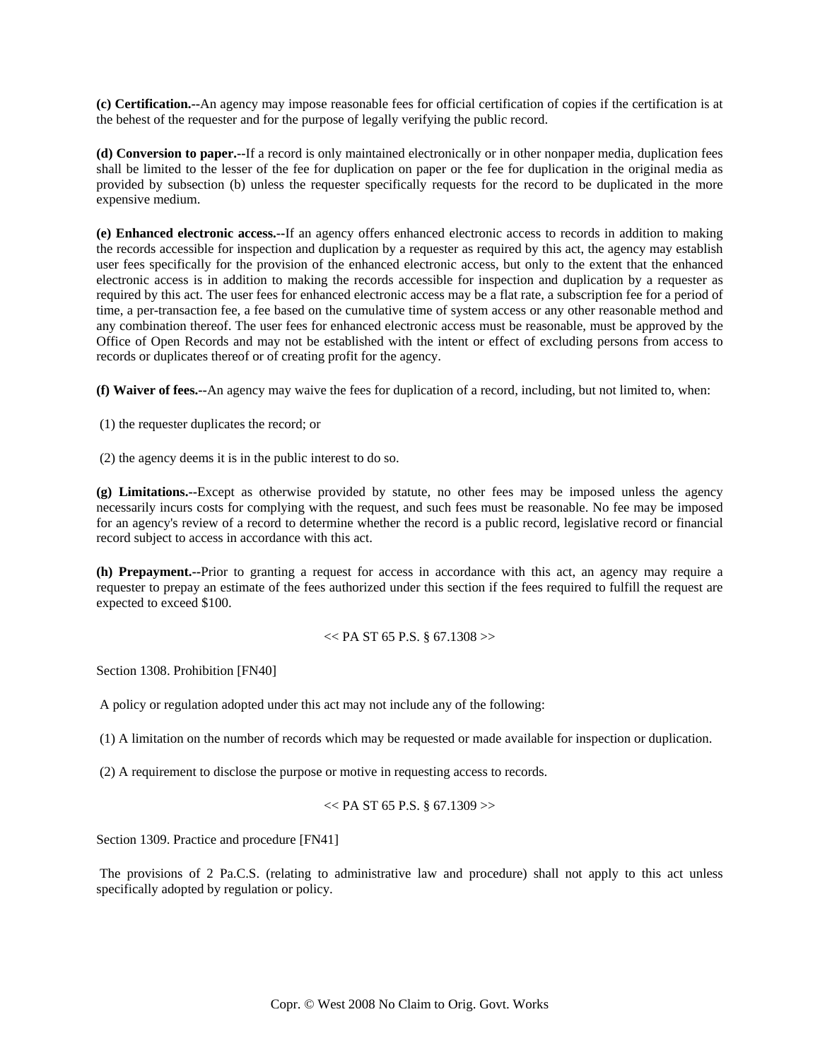**(c) Certification.--**An agency may impose reasonable fees for official certification of copies if the certification is at the behest of the requester and for the purpose of legally verifying the public record.

**(d) Conversion to paper.--**If a record is only maintained electronically or in other nonpaper media, duplication fees shall be limited to the lesser of the fee for duplication on paper or the fee for duplication in the original media as provided by subsection (b) unless the requester specifically requests for the record to be duplicated in the more expensive medium.

**(e) Enhanced electronic access.--**If an agency offers enhanced electronic access to records in addition to making the records accessible for inspection and duplication by a requester as required by this act, the agency may establish user fees specifically for the provision of the enhanced electronic access, but only to the extent that the enhanced electronic access is in addition to making the records accessible for inspection and duplication by a requester as required by this act. The user fees for enhanced electronic access may be a flat rate, a subscription fee for a period of time, a per-transaction fee, a fee based on the cumulative time of system access or any other reasonable method and any combination thereof. The user fees for enhanced electronic access must be reasonable, must be approved by the Office of Open Records and may not be established with the intent or effect of excluding persons from access to records or duplicates thereof or of creating profit for the agency.

**(f) Waiver of fees.--**An agency may waive the fees for duplication of a record, including, but not limited to, when:

(1) the requester duplicates the record; or

(2) the agency deems it is in the public interest to do so.

**(g) Limitations.--**Except as otherwise provided by statute, no other fees may be imposed unless the agency necessarily incurs costs for complying with the request, and such fees must be reasonable. No fee may be imposed for an agency's review of a record to determine whether the record is a public record, legislative record or financial record subject to access in accordance with this act.

**(h) Prepayment.--**Prior to granting a request for access in accordance with this act, an agency may require a requester to prepay an estimate of the fees authorized under this section if the fees required to fulfill the request are expected to exceed $100.

<< PA ST 65 P.S. § 67.1308 >>

Section 1308. Prohibition [FN40]

A policy or regulation adopted under this act may not include any of the following:

(1) A limitation on the number of records which may be requested or made available for inspection or duplication.

(2) A requirement to disclose the purpose or motive in requesting access to records.

<< PA ST 65 P.S. § 67.1309 >>

Section 1309. Practice and procedure [FN41]

The provisions of 2 Pa.C.S. (relating to administrative law and procedure) shall not apply to this act unless specifically adopted by regulation or policy.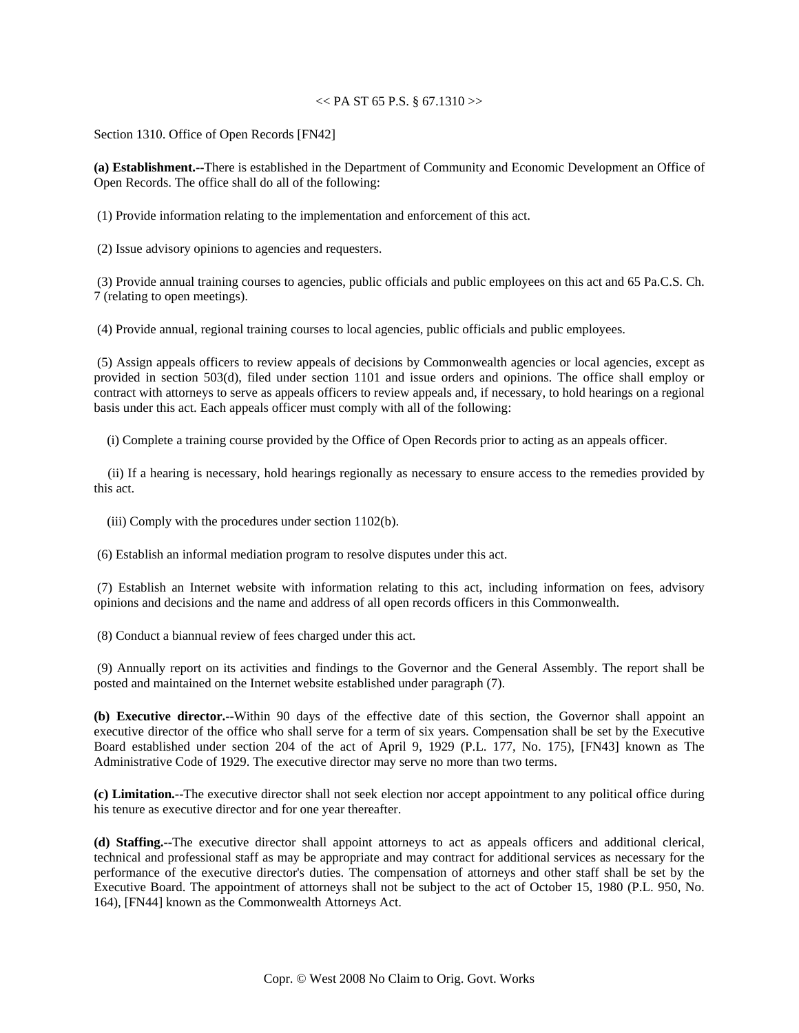<< PA ST 65 P.S. § 67.1310 >>

Section 1310. Office of Open Records [FN42]

**(a) Establishment.--**There is established in the Department of Community and Economic Development an Office of Open Records. The office shall do all of the following:

(1) Provide information relating to the implementation and enforcement of this act.

(2) Issue advisory opinions to agencies and requesters.

(3) Provide annual training courses to agencies, public officials and public employees on this act and 65 Pa.C.S. Ch. 7 (relating to open meetings).

(4) Provide annual, regional training courses to local agencies, public officials and public employees.

(5) Assign appeals officers to review appeals of decisions by Commonwealth agencies or local agencies, except as provided in section 503(d), filed under section 1101 and issue orders and opinions. The office shall employ or contract with attorneys to serve as appeals officers to review appeals and, if necessary, to hold hearings on a regional basis under this act. Each appeals officer must comply with all of the following:

(i) Complete a training course provided by the Office of Open Records prior to acting as an appeals officer.

(ii) If a hearing is necessary, hold hearings regionally as necessary to ensure access to the remedies provided by this act.

(iii) Comply with the procedures under section 1102(b).

(6) Establish an informal mediation program to resolve disputes under this act.

(7) Establish an Internet website with information relating to this act, including information on fees, advisory opinions and decisions and the name and address of all open records officers in this Commonwealth.

(8) Conduct a biannual review of fees charged under this act.

(9) Annually report on its activities and findings to the Governor and the General Assembly. The report shall be posted and maintained on the Internet website established under paragraph (7).

**(b) Executive director.--**Within 90 days of the effective date of this section, the Governor shall appoint an executive director of the office who shall serve for a term of six years. Compensation shall be set by the Executive Board established under section 204 of the act of April 9, 1929 (P.L. 177, No. 175), [FN43] known as The Administrative Code of 1929. The executive director may serve no more than two terms.

**(c) Limitation.--**The executive director shall not seek election nor accept appointment to any political office during his tenure as executive director and for one year thereafter.

**(d) Staffing.--**The executive director shall appoint attorneys to act as appeals officers and additional clerical, technical and professional staff as may be appropriate and may contract for additional services as necessary for the performance of the executive director's duties. The compensation of attorneys and other staff shall be set by the Executive Board. The appointment of attorneys shall not be subject to the act of October 15, 1980 (P.L. 950, No. 164), [FN44] known as the Commonwealth Attorneys Act.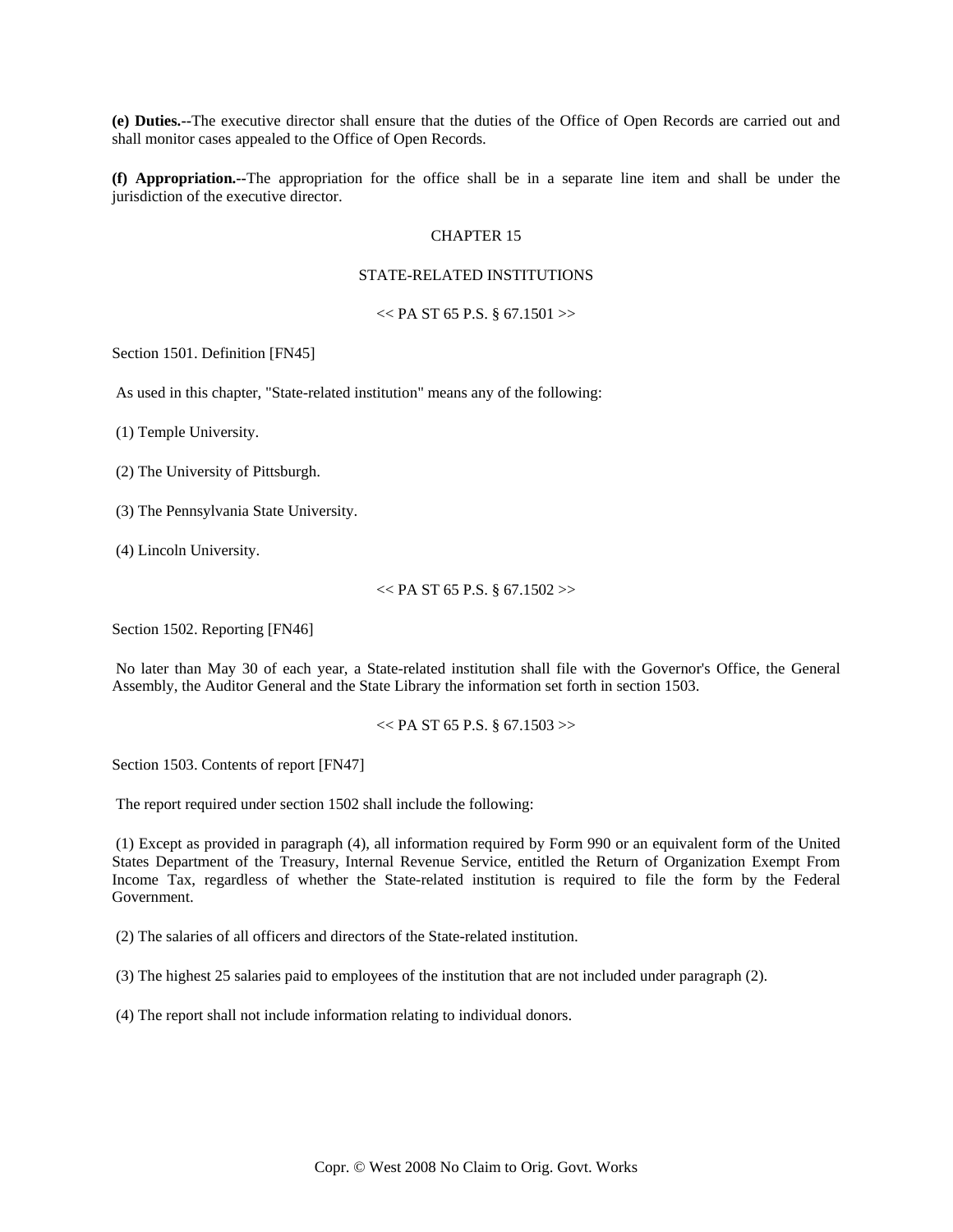**(e) Duties.**--The executive director shall ensure that the duties of the Office of Open Records are carried out and shall monitor cases appealed to the Office of Open Records.

**(f) Appropriation.**--The appropriation for the office shall be in a separate line item and shall be under the jurisdiction of the executive director.

CHAPTER 15

STATE-RELATED INSTITUTIONS

<< PA ST 65 P.S. § 67.1501 >>

Section 1501. Definition [FN45]

As used in this chapter, "State-related institution" means any of the following:

(1) Temple University.

(2) The University of Pittsburgh.

(3) The Pennsylvania State University.

(4) Lincoln University.

<< PA ST 65 P.S. § 67.1502 >>

Section 1502. Reporting [FN46]

No later than May 30 of each year, a State-related institution shall file with the Governor's Office, the General Assembly, the Auditor General and the State Library the information set forth in section 1503.

<< PA ST 65 P.S. § 67.1503 >>

Section 1503. Contents of report [FN47]

The report required under section 1502 shall include the following:

(1) Except as provided in paragraph (4), all information required by Form 990 or an equivalent form of the United States Department of the Treasury, Internal Revenue Service, entitled the Return of Organization Exempt From Income Tax, regardless of whether the State-related institution is required to file the form by the Federal Government.

(2) The salaries of all officers and directors of the State-related institution.

(3) The highest 25 salaries paid to employees of the institution that are not included under paragraph (2).

(4) The report shall not include information relating to individual donors.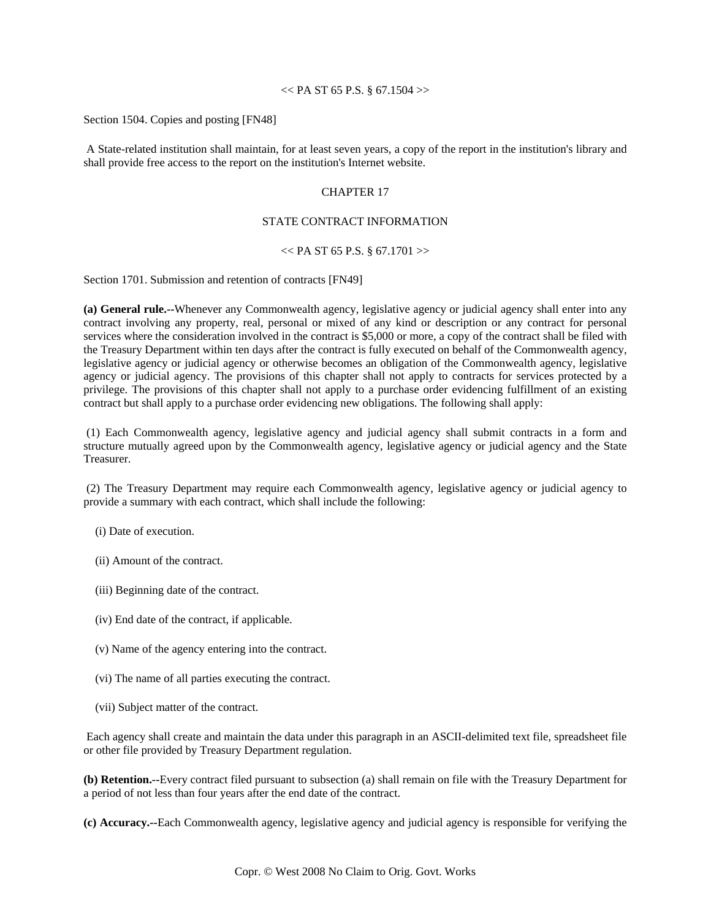<< PA ST 65 P.S. § 67.1504 >>

Section 1504. Copies and posting [FN48]

A State-related institution shall maintain, for at least seven years, a copy of the report in the institution's library and shall provide free access to the report on the institution's Internet website.

## CHAPTER 17

## STATE CONTRACT INFORMATION

<< PA ST 65 P.S. § 67.1701 >>

Section 1701. Submission and retention of contracts [FN49]

**(a) General rule.--**Whenever any Commonwealth agency, legislative agency or judicial agency shall enter into any contract involving any property, real, personal or mixed of any kind or description or any contract for personal services where the consideration involved in the contract is $5,000 or more, a copy of the contract shall be filed with the Treasury Department within ten days after the contract is fully executed on behalf of the Commonwealth agency, legislative agency or judicial agency or otherwise becomes an obligation of the Commonwealth agency, legislative agency or judicial agency. The provisions of this chapter shall not apply to contracts for services protected by a privilege. The provisions of this chapter shall not apply to a purchase order evidencing fulfillment of an existing contract but shall apply to a purchase order evidencing new obligations. The following shall apply:

(1) Each Commonwealth agency, legislative agency and judicial agency shall submit contracts in a form and structure mutually agreed upon by the Commonwealth agency, legislative agency or judicial agency and the State Treasurer.

(2) The Treasury Department may require each Commonwealth agency, legislative agency or judicial agency to provide a summary with each contract, which shall include the following:

(i) Date of execution.

(ii) Amount of the contract.

(iii) Beginning date of the contract.

(iv) End date of the contract, if applicable.

(v) Name of the agency entering into the contract.

(vi) The name of all parties executing the contract.

(vii) Subject matter of the contract.

Each agency shall create and maintain the data under this paragraph in an ASCII-delimited text file, spreadsheet file or other file provided by Treasury Department regulation.

**(b) Retention.--**Every contract filed pursuant to subsection (a) shall remain on file with the Treasury Department for a period of not less than four years after the end date of the contract.

**(c) Accuracy.--**Each Commonwealth agency, legislative agency and judicial agency is responsible for verifying the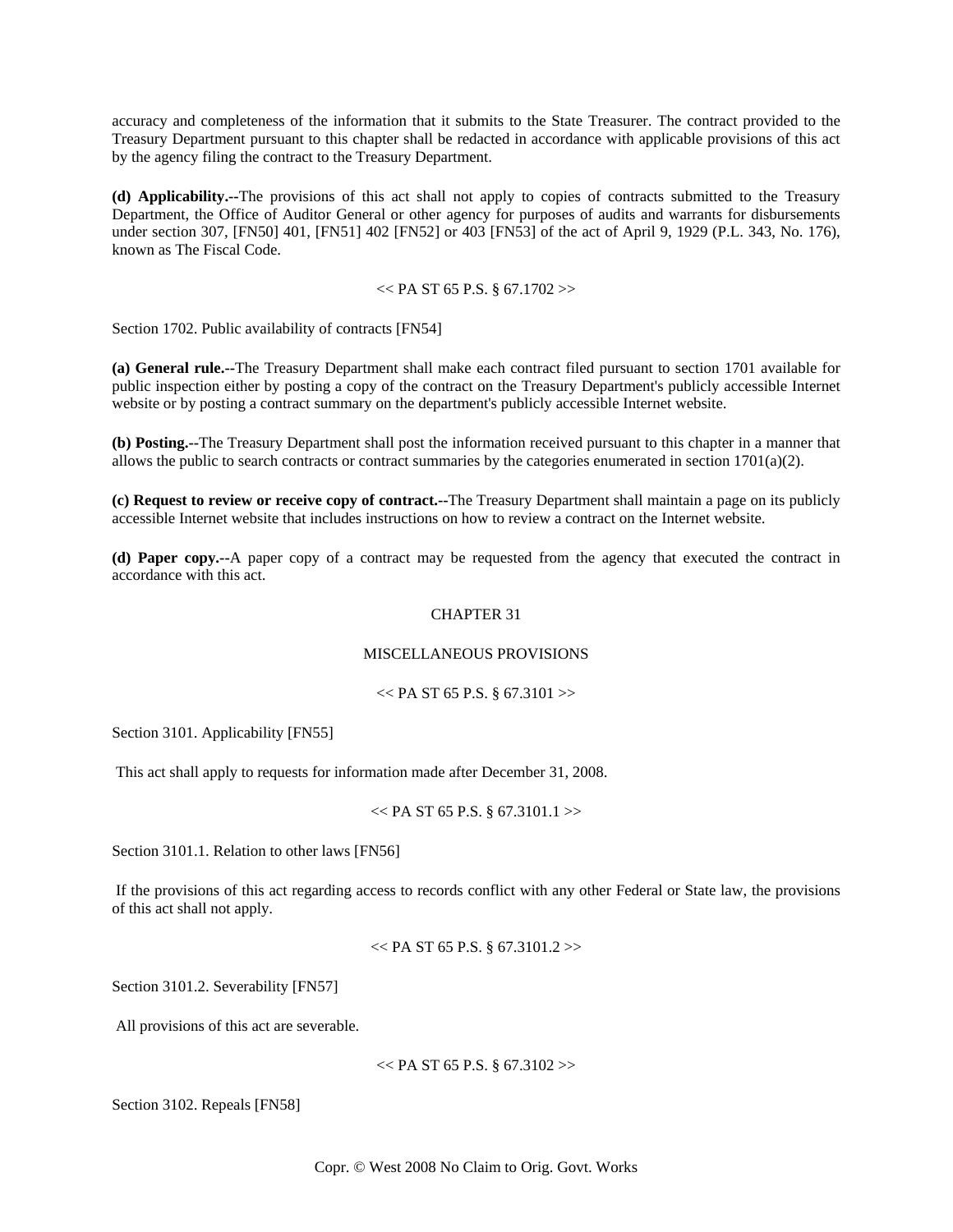accuracy and completeness of the information that it submits to the State Treasurer. The contract provided to the Treasury Department pursuant to this chapter shall be redacted in accordance with applicable provisions of this act by the agency filing the contract to the Treasury Department.

**(d) Applicability.--**The provisions of this act shall not apply to copies of contracts submitted to the Treasury Department, the Office of Auditor General or other agency for purposes of audits and warrants for disbursements under section 307, [FN50] 401, [FN51] 402 [FN52] or 403 [FN53] of the act of April 9, 1929 (P.L. 343, No. 176), known as The Fiscal Code.

<< PA ST 65 P.S. § 67.1702 >>

Section 1702. Public availability of contracts [FN54]

**(a) General rule.--**The Treasury Department shall make each contract filed pursuant to section 1701 available for public inspection either by posting a copy of the contract on the Treasury Department's publicly accessible Internet website or by posting a contract summary on the department's publicly accessible Internet website.

**(b) Posting.--**The Treasury Department shall post the information received pursuant to this chapter in a manner that allows the public to search contracts or contract summaries by the categories enumerated in section 1701(a)(2).

**(c) Request to review or receive copy of contract.--**The Treasury Department shall maintain a page on its publicly accessible Internet website that includes instructions on how to review a contract on the Internet website.

**(d) Paper copy.--**A paper copy of a contract may be requested from the agency that executed the contract in accordance with this act.

CHAPTER 31

MISCELLANEOUS PROVISIONS

<< PA ST 65 P.S. § 67.3101 >>

Section 3101. Applicability [FN55]

This act shall apply to requests for information made after December 31, 2008.

<< PA ST 65 P.S. § 67.3101.1 >>

Section 3101.1. Relation to other laws [FN56]

If the provisions of this act regarding access to records conflict with any other Federal or State law, the provisions of this act shall not apply.

<< PA ST 65 P.S. § 67.3101.2 >>

Section 3101.2. Severability [FN57]

All provisions of this act are severable.

<< PA ST 65 P.S. § 67.3102 >>

Section 3102. Repeals [FN58]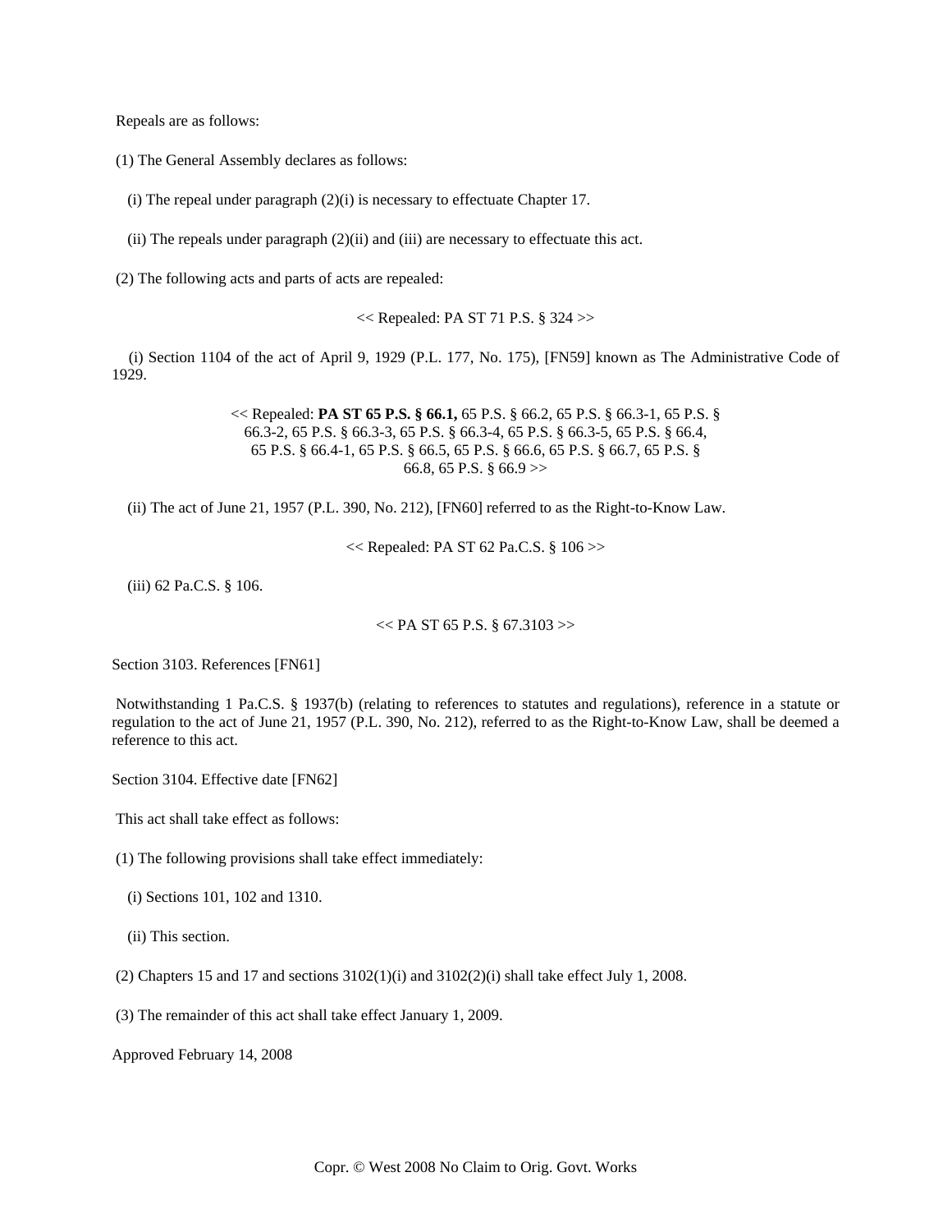Repeals are as follows:

(1) The General Assembly declares as follows:

(i) The repeal under paragraph (2)(i) is necessary to effectuate Chapter 17.

(ii) The repeals under paragraph (2)(ii) and (iii) are necessary to effectuate this act.

(2) The following acts and parts of acts are repealed:

<< Repealed: PA ST 71 P.S. § 324 >>

(i) Section 1104 of the act of April 9, 1929 (P.L. 177, No. 175), [FN59] known as The Administrative Code of 1929.

<< Repealed: **PA ST 65 P.S. § 66.1,** 65 P.S. § 66.2, 65 P.S. § 66.3-1, 65 P.S. § 66.3-2, 65 P.S. § 66.3-3, 65 P.S. § 66.3-4, 65 P.S. § 66.3-5, 65 P.S. § 66.4, 65 P.S. § 66.4-1, 65 P.S. § 66.5, 65 P.S. § 66.6, 65 P.S. § 66.7, 65 P.S. § 66.8, 65 P.S. § 66.9 >>

(ii) The act of June 21, 1957 (P.L. 390, No. 212), [FN60] referred to as the Right-to-Know Law.

<< Repealed: PA ST 62 Pa.C.S. § 106 >>

(iii) 62 Pa.C.S. § 106.

<< PA ST 65 P.S. § 67.3103 >>

Section 3103. References [FN61]

Notwithstanding 1 Pa.C.S. § 1937(b) (relating to references to statutes and regulations), reference in a statute or regulation to the act of June 21, 1957 (P.L. 390, No. 212), referred to as the Right-to-Know Law, shall be deemed a reference to this act.

Section 3104. Effective date [FN62]

This act shall take effect as follows:

(1) The following provisions shall take effect immediately:

(i) Sections 101, 102 and 1310.

(ii) This section.

(2) Chapters 15 and 17 and sections 3102(1)(i) and 3102(2)(i) shall take effect July 1, 2008.

(3) The remainder of this act shall take effect January 1, 2009.

Approved February 14, 2008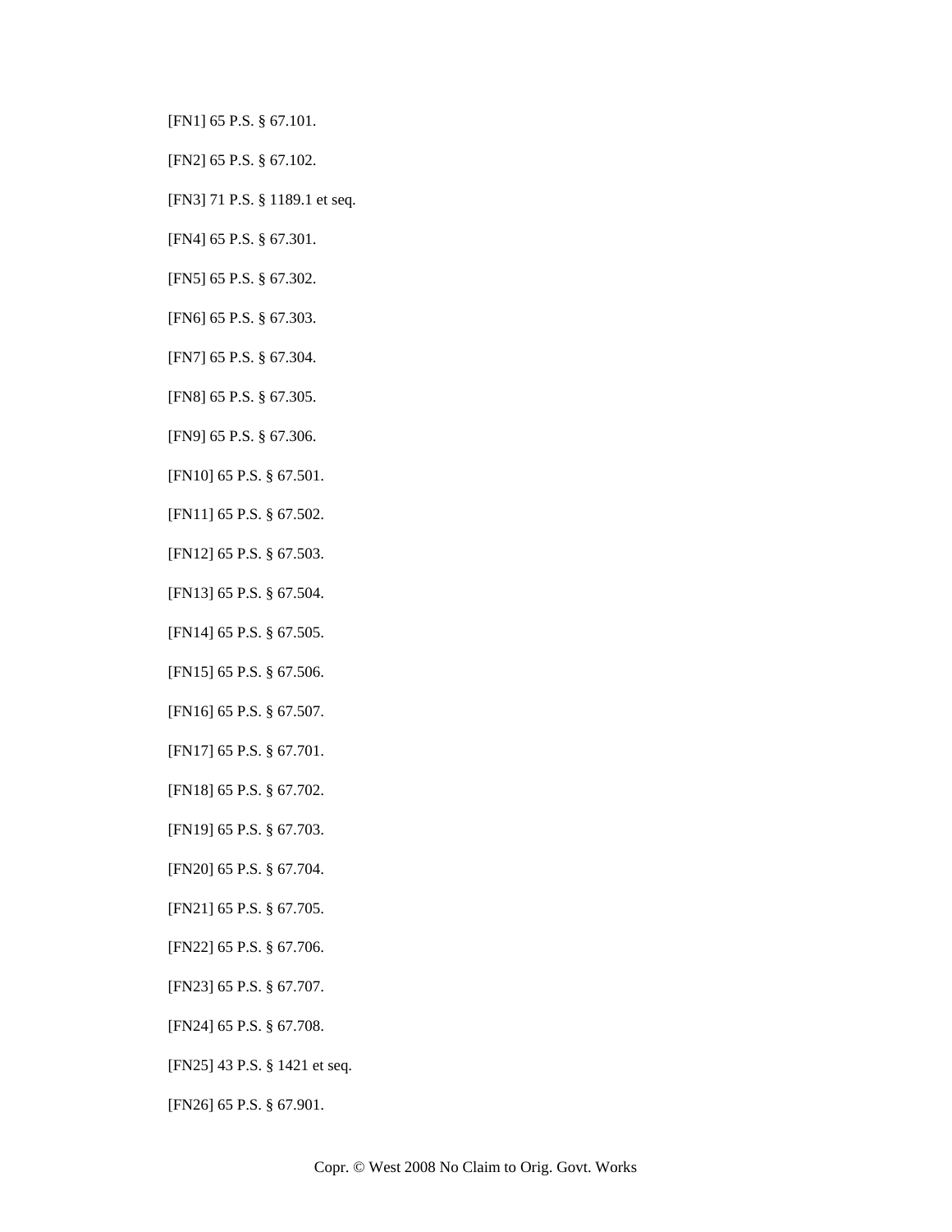[FN1] 65 P.S. § 67.101.

[FN2] 65 P.S. § 67.102.

[FN3] 71 P.S. § 1189.1 et seq.

[FN4] 65 P.S. § 67.301.

[FN5] 65 P.S. § 67.302.

[FN6] 65 P.S. § 67.303.

[FN7] 65 P.S. § 67.304.

[FN8] 65 P.S. § 67.305.

[FN9] 65 P.S. § 67.306.

[FN10] 65 P.S. § 67.501.

[FN11] 65 P.S. § 67.502.

[FN12] 65 P.S. § 67.503.

[FN13] 65 P.S. § 67.504.

[FN14] 65 P.S. § 67.505.

[FN15] 65 P.S. § 67.506.

[FN16] 65 P.S. § 67.507.

[FN17] 65 P.S. § 67.701.

[FN18] 65 P.S. § 67.702.

[FN19] 65 P.S. § 67.703.

[FN20] 65 P.S. § 67.704.

[FN21] 65 P.S. § 67.705.

[FN22] 65 P.S. § 67.706.

[FN23] 65 P.S. § 67.707.

[FN24] 65 P.S. § 67.708.

[FN25] 43 P.S. § 1421 et seq.

[FN26] 65 P.S. § 67.901.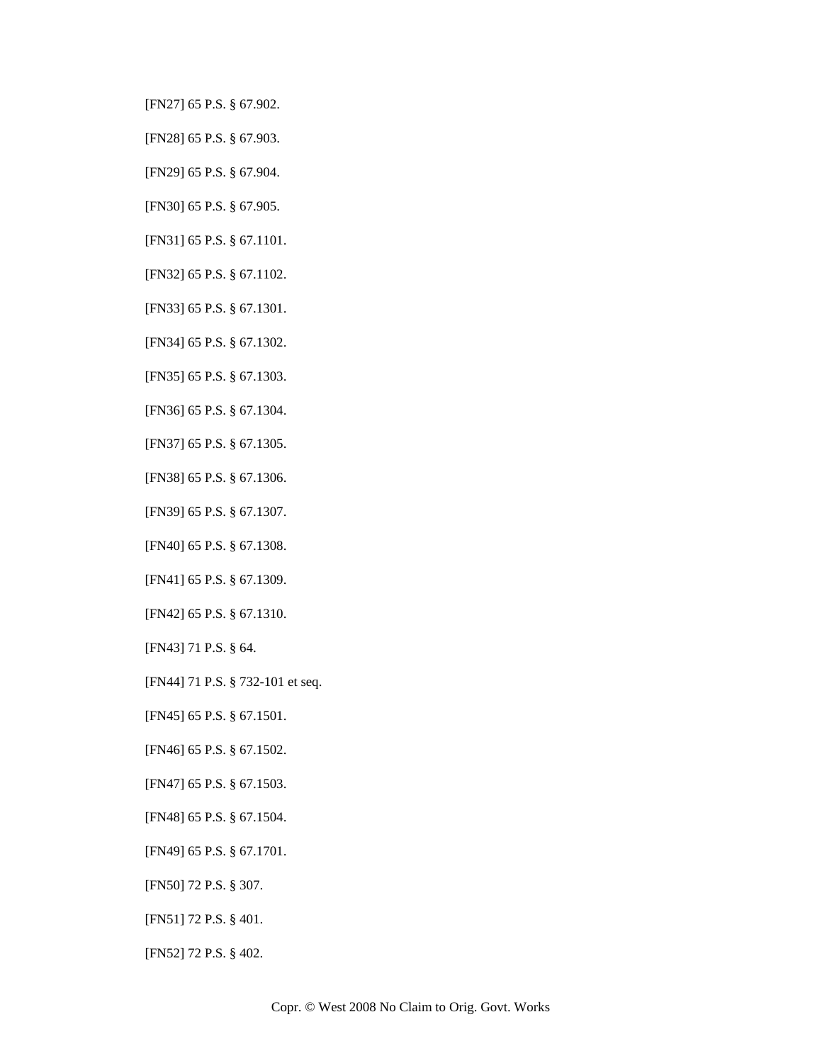[FN27] 65 P.S. § 67.902.

[FN28] 65 P.S. § 67.903.

[FN29] 65 P.S. § 67.904.

[FN30] 65 P.S. § 67.905.

[FN31] 65 P.S. § 67.1101.

[FN32] 65 P.S. § 67.1102.

[FN33] 65 P.S. § 67.1301.

[FN34] 65 P.S. § 67.1302.

[FN35] 65 P.S. § 67.1303.

[FN36] 65 P.S. § 67.1304.

[FN37] 65 P.S. § 67.1305.

[FN38] 65 P.S. § 67.1306.

[FN39] 65 P.S. § 67.1307.

[FN40] 65 P.S. § 67.1308.

[FN41] 65 P.S. § 67.1309.

[FN42] 65 P.S. § 67.1310.

[FN43] 71 P.S. § 64.

[FN44] 71 P.S. § 732-101 et seq.

[FN45] 65 P.S. § 67.1501.

[FN46] 65 P.S. § 67.1502.

[FN47] 65 P.S. § 67.1503.

[FN48] 65 P.S. § 67.1504.

[FN49] 65 P.S. § 67.1701.

[FN50] 72 P.S. § 307.

[FN51] 72 P.S. § 401.

[FN52] 72 P.S. § 402.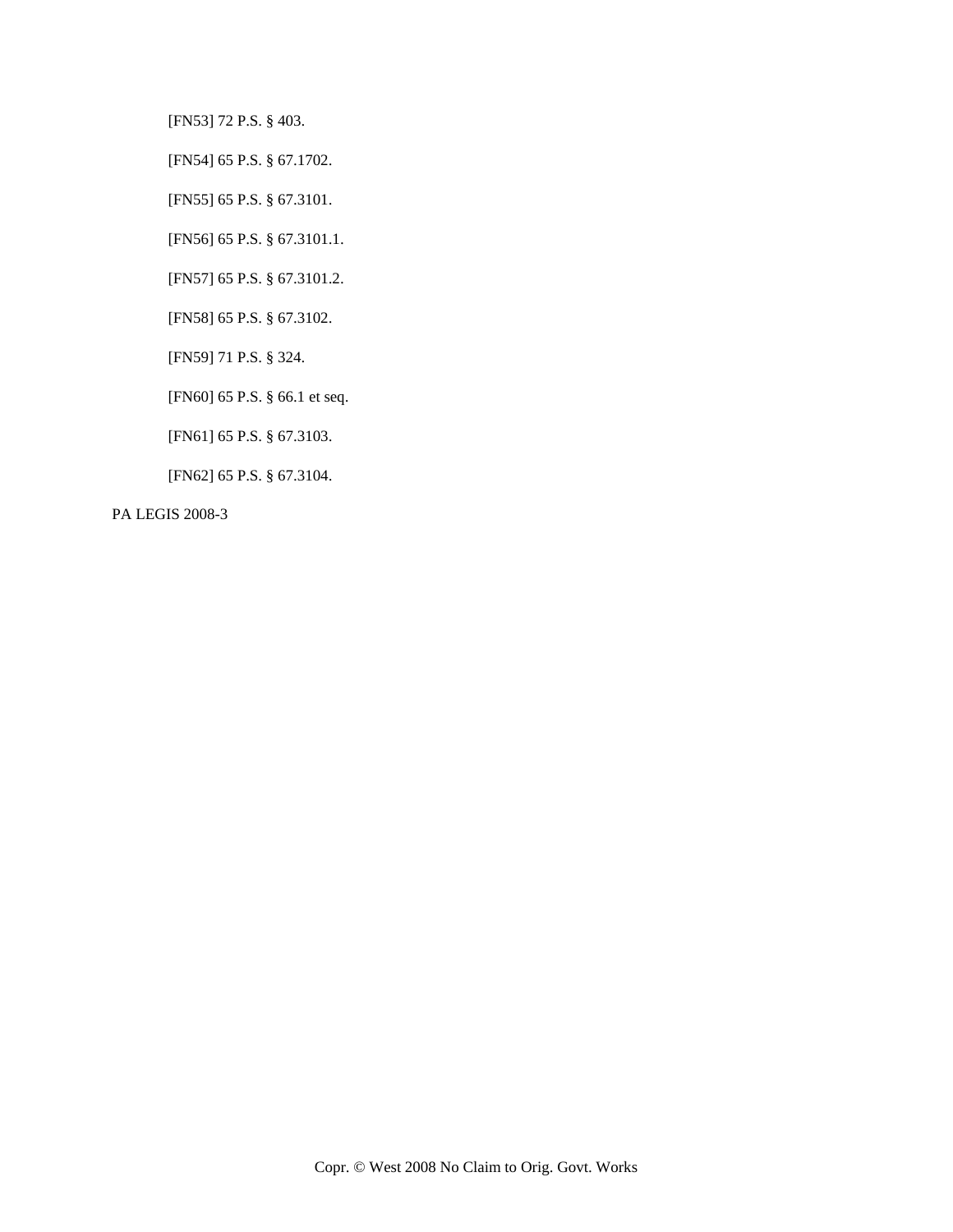[FN53] 72 P.S. § 403.

[FN54] 65 P.S. § 67.1702.

[FN55] 65 P.S. § 67.3101.

[FN56] 65 P.S. § 67.3101.1.

[FN57] 65 P.S. § 67.3101.2.

[FN58] 65 P.S. § 67.3102.

[FN59] 71 P.S. § 324.

[FN60] 65 P.S. § 66.1 et seq.

[FN61] 65 P.S. § 67.3103.

[FN62] 65 P.S. § 67.3104.

PA LEGIS 2008-3